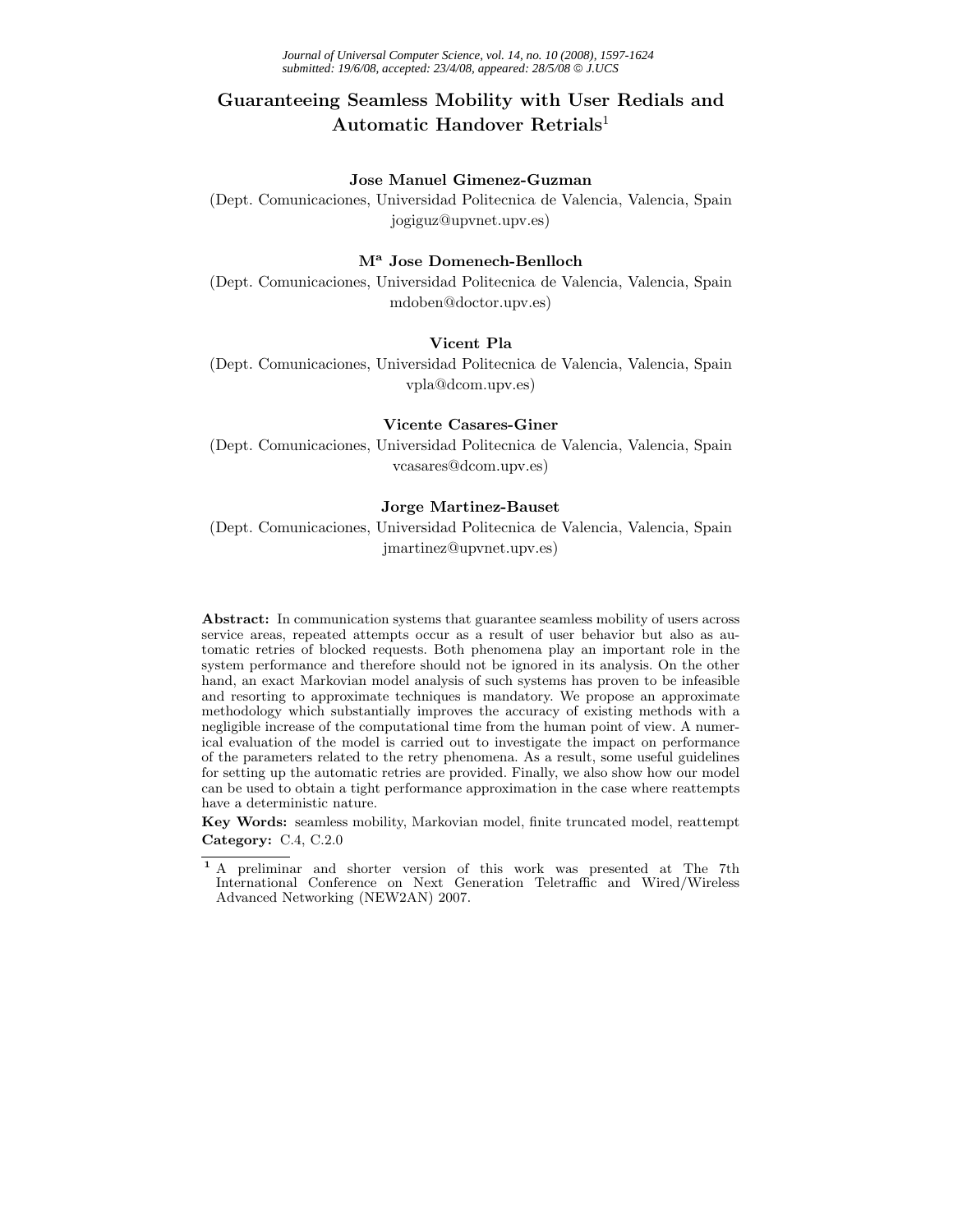# Guaranteeing Seamless Mobility with User Redials and Automatic Handover Retrials[1]

**Jose Manuel Gimenez-Guzman**
(Dept. Comunicaciones, Universidad Politecnica de Valencia, Valencia, Spain
jogiguz@upvnet.upv.es)

**Mª Jose Domenech-Benlloch**
(Dept. Comunicaciones, Universidad Politecnica de Valencia, Valencia, Spain
mdoben@doctor.upv.es)

**Vicent Pla**
(Dept. Comunicaciones, Universidad Politecnica de Valencia, Valencia, Spain
vpla@dcom.upv.es)

**Vicente Casares-Giner**
(Dept. Comunicaciones, Universidad Politecnica de Valencia, Valencia, Spain
vcasares@dcom.upv.es)

**Jorge Martinez-Bauset**
(Dept. Comunicaciones, Universidad Politecnica de Valencia, Valencia, Spain
jmartinez@upvnet.upv.es)

**Abstract:** In communication systems that guarantee seamless mobility of users across service areas, repeated attempts occur as a result of user behavior but also as automatic retries of blocked requests. Both phenomena play an important role in the system performance and therefore should not be ignored in its analysis. On the other hand, an exact Markovian model analysis of such systems has proven to be infeasible and resorting to approximate techniques is mandatory. We propose an approximate methodology which substantially improves the accuracy of existing methods with a negligible increase of the computational time from the human point of view. A numerical evaluation of the model is carried out to investigate the impact on performance of the parameters related to the retry phenomena. As a result, some useful guidelines for setting up the automatic retries are provided. Finally, we also show how our model can be used to obtain a tight performance approximation in the case where reattempts have a deterministic nature.

**Key Words:** seamless mobility, Markovian model, finite truncated model, reattempt
**Category:** C.4, C.2.0

[1] A preliminar and shorter version of this work was presented at The 7th International Conference on Next Generation Teletraffic and Wired/Wireless Advanced Networking (NEW2AN) 2007.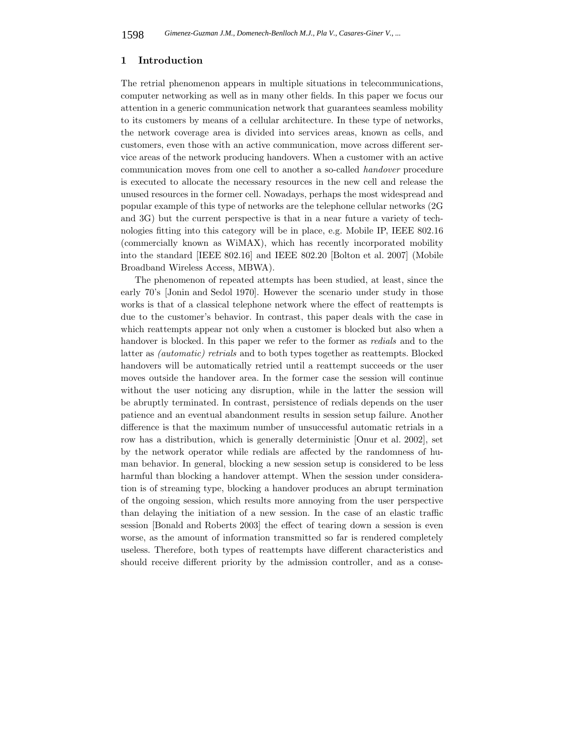## 1 Introduction

The retrial phenomenon appears in multiple situations in telecommunications, computer networking as well as in many other fields. In this paper we focus our attention in a generic communication network that guarantees seamless mobility to its customers by means of a cellular architecture. In these type of networks, the network coverage area is divided into services areas, known as cells, and customers, even those with an active communication, move across different service areas of the network producing handovers. When a customer with an active communication moves from one cell to another a so-called *handover* procedure is executed to allocate the necessary resources in the new cell and release the unused resources in the former cell. Nowadays, perhaps the most widespread and popular example of this type of networks are the telephone cellular networks (2G and 3G) but the current perspective is that in a near future a variety of technologies fitting into this category will be in place, e.g. Mobile IP, IEEE 802.16 (commercially known as WiMAX), which has recently incorporated mobility into the standard [IEEE 802.16] and IEEE 802.20 [Bolton et al. 2007] (Mobile Broadband Wireless Access, MBWA).

The phenomenon of repeated attempts has been studied, at least, since the early 70's [Jonin and Sedol 1970]. However the scenario under study in those works is that of a classical telephone network where the effect of reattempts is due to the customer's behavior. In contrast, this paper deals with the case in which reattempts appear not only when a customer is blocked but also when a handover is blocked. In this paper we refer to the former as *redials* and to the latter as *(automatic) retrials* and to both types together as reattempts. Blocked handovers will be automatically retried until a reattempt succeeds or the user moves outside the handover area. In the former case the session will continue without the user noticing any disruption, while in the latter the session will be abruptly terminated. In contrast, persistence of redials depends on the user patience and an eventual abandonment results in session setup failure. Another difference is that the maximum number of unsuccessful automatic retrials in a row has a distribution, which is generally deterministic [Onur et al. 2002], set by the network operator while redials are affected by the randomness of human behavior. In general, blocking a new session setup is considered to be less harmful than blocking a handover attempt. When the session under consideration is of streaming type, blocking a handover produces an abrupt termination of the ongoing session, which results more annoying from the user perspective than delaying the initiation of a new session. In the case of an elastic traffic session [Bonald and Roberts 2003] the effect of tearing down a session is even worse, as the amount of information transmitted so far is rendered completely useless. Therefore, both types of reattempts have different characteristics and should receive different priority by the admission controller, and as a conse-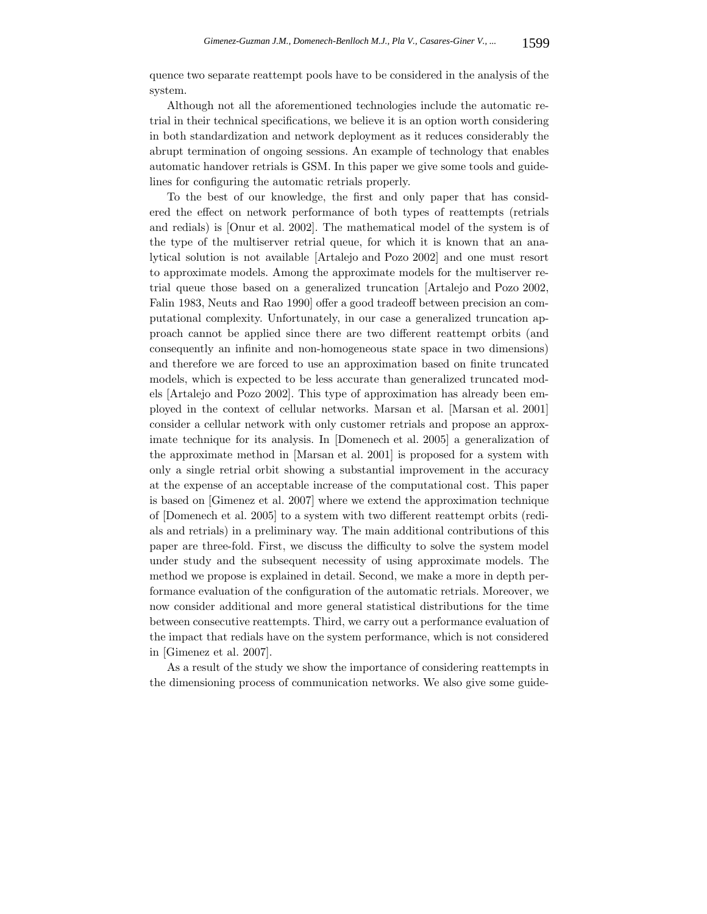quence two separate reattempt pools have to be considered in the analysis of the system.

Although not all the aforementioned technologies include the automatic retrial in their technical specifications, we believe it is an option worth considering in both standardization and network deployment as it reduces considerably the abrupt termination of ongoing sessions. An example of technology that enables automatic handover retrials is GSM. In this paper we give some tools and guidelines for configuring the automatic retrials properly.

To the best of our knowledge, the first and only paper that has considered the effect on network performance of both types of reattempts (retrials and redials) is [Onur et al. 2002]. The mathematical model of the system is of the type of the multiserver retrial queue, for which it is known that an analytical solution is not available [Artalejo and Pozo 2002] and one must resort to approximate models. Among the approximate models for the multiserver retrial queue those based on a generalized truncation [Artalejo and Pozo 2002, Falin 1983, Neuts and Rao 1990] offer a good tradeoff between precision an computational complexity. Unfortunately, in our case a generalized truncation approach cannot be applied since there are two different reattempt orbits (and consequently an infinite and non-homogeneous state space in two dimensions) and therefore we are forced to use an approximation based on finite truncated models, which is expected to be less accurate than generalized truncated models [Artalejo and Pozo 2002]. This type of approximation has already been employed in the context of cellular networks. Marsan et al. [Marsan et al. 2001] consider a cellular network with only customer retrials and propose an approximate technique for its analysis. In [Domenech et al. 2005] a generalization of the approximate method in [Marsan et al. 2001] is proposed for a system with only a single retrial orbit showing a substantial improvement in the accuracy at the expense of an acceptable increase of the computational cost. This paper is based on [Gimenez et al. 2007] where we extend the approximation technique of [Domenech et al. 2005] to a system with two different reattempt orbits (redials and retrials) in a preliminary way. The main additional contributions of this paper are three-fold. First, we discuss the difficulty to solve the system model under study and the subsequent necessity of using approximate models. The method we propose is explained in detail. Second, we make a more in depth performance evaluation of the configuration of the automatic retrials. Moreover, we now consider additional and more general statistical distributions for the time between consecutive reattempts. Third, we carry out a performance evaluation of the impact that redials have on the system performance, which is not considered in [Gimenez et al. 2007].

As a result of the study we show the importance of considering reattempts in the dimensioning process of communication networks. We also give some guide-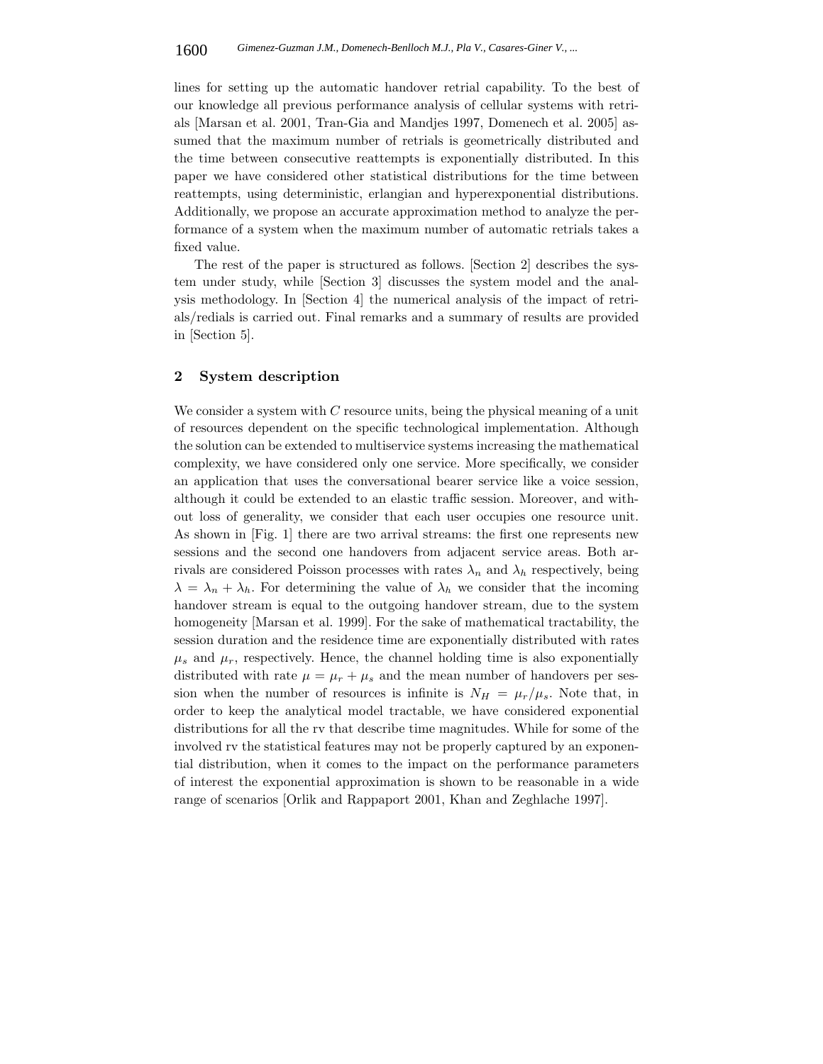lines for setting up the automatic handover retrial capability. To the best of our knowledge all previous performance analysis of cellular systems with retrials [Marsan et al. 2001, Tran-Gia and Mandjes 1997, Domenech et al. 2005] assumed that the maximum number of retrials is geometrically distributed and the time between consecutive reattempts is exponentially distributed. In this paper we have considered other statistical distributions for the time between reattempts, using deterministic, erlangian and hyperexponential distributions. Additionally, we propose an accurate approximation method to analyze the performance of a system when the maximum number of automatic retrials takes a fixed value.

The rest of the paper is structured as follows. [Section 2] describes the system under study, while [Section 3] discusses the system model and the analysis methodology. In [Section 4] the numerical analysis of the impact of retrials/redials is carried out. Final remarks and a summary of results are provided in [Section 5].

## 2 System description

We consider a system with $C$ resource units, being the physical meaning of a unit of resources dependent on the specific technological implementation. Although the solution can be extended to multiservice systems increasing the mathematical complexity, we have considered only one service. More specifically, we consider an application that uses the conversational bearer service like a voice session, although it could be extended to an elastic traffic session. Moreover, and without loss of generality, we consider that each user occupies one resource unit. As shown in [Fig. 1] there are two arrival streams: the first one represents new sessions and the second one handovers from adjacent service areas. Both arrivals are considered Poisson processes with rates $\lambda_n$ and $\lambda_h$ respectively, being $\lambda = \lambda_n + \lambda_h$. For determining the value of $\lambda_h$ we consider that the incoming handover stream is equal to the outgoing handover stream, due to the system homogeneity [Marsan et al. 1999]. For the sake of mathematical tractability, the session duration and the residence time are exponentially distributed with rates $\mu_s$ and $\mu_r$, respectively. Hence, the channel holding time is also exponentially distributed with rate $\mu = \mu_r + \mu_s$ and the mean number of handovers per session when the number of resources is infinite is $N_H = \mu_r/\mu_s$. Note that, in order to keep the analytical model tractable, we have considered exponential distributions for all the rv that describe time magnitudes. While for some of the involved rv the statistical features may not be properly captured by an exponential distribution, when it comes to the impact on the performance parameters of interest the exponential approximation is shown to be reasonable in a wide range of scenarios [Orlik and Rappaport 2001, Khan and Zeghlache 1997].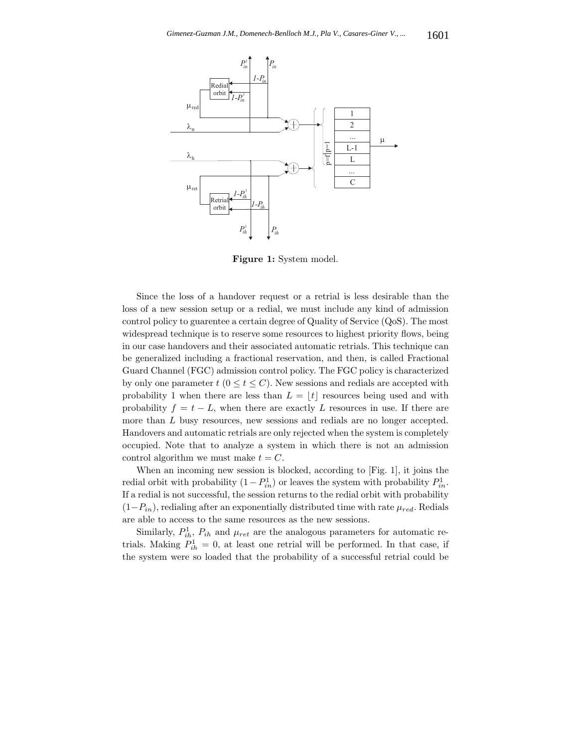**Figure 1:** System model.

Since the loss of a handover request or a retrial is less desirable than the loss of a new session setup or a redial, we must include any kind of admission control policy to guarentee a certain degree of Quality of Service (QoS). The most widespread technique is to reserve some resources to highest priority flows, being in our case handovers and their associated automatic retrials. This technique can be generalized including a fractional reservation, and then, is called Fractional Guard Channel (FGC) admission control policy. The FGC policy is characterized by only one parameter $t$ ($0 \leq t \leq C$). New sessions and redials are accepted with probability 1 when there are less than $L = \lfloor t \rfloor$ resources being used and with probability $f = t - L$, when there are exactly $L$ resources in use. If there are more than $L$ busy resources, new sessions and redials are no longer accepted. Handovers and automatic retrials are only rejected when the system is completely occupied. Note that to analyze a system in which there is not an admission control algorithm we must make $t = C$.

When an incoming new session is blocked, according to [Fig. 1], it joins the redial orbit with probability $(1 - P_{in}^1)$ or leaves the system with probability $P_{in}^1$. If a redial is not successful, the session returns to the redial orbit with probability $(1-P_{in})$, redialing after an exponentially distributed time with rate $\mu_{red}$. Redials are able to access to the same resources as the new sessions.

Similarly, $P_{ih}^1$, $P_{ih}$ and $\mu_{ret}$ are the analogous parameters for automatic retrials. Making $P_{ih}^1 = 0$, at least one retrial will be performed. In that case, if the system were so loaded that the probability of a successful retrial could be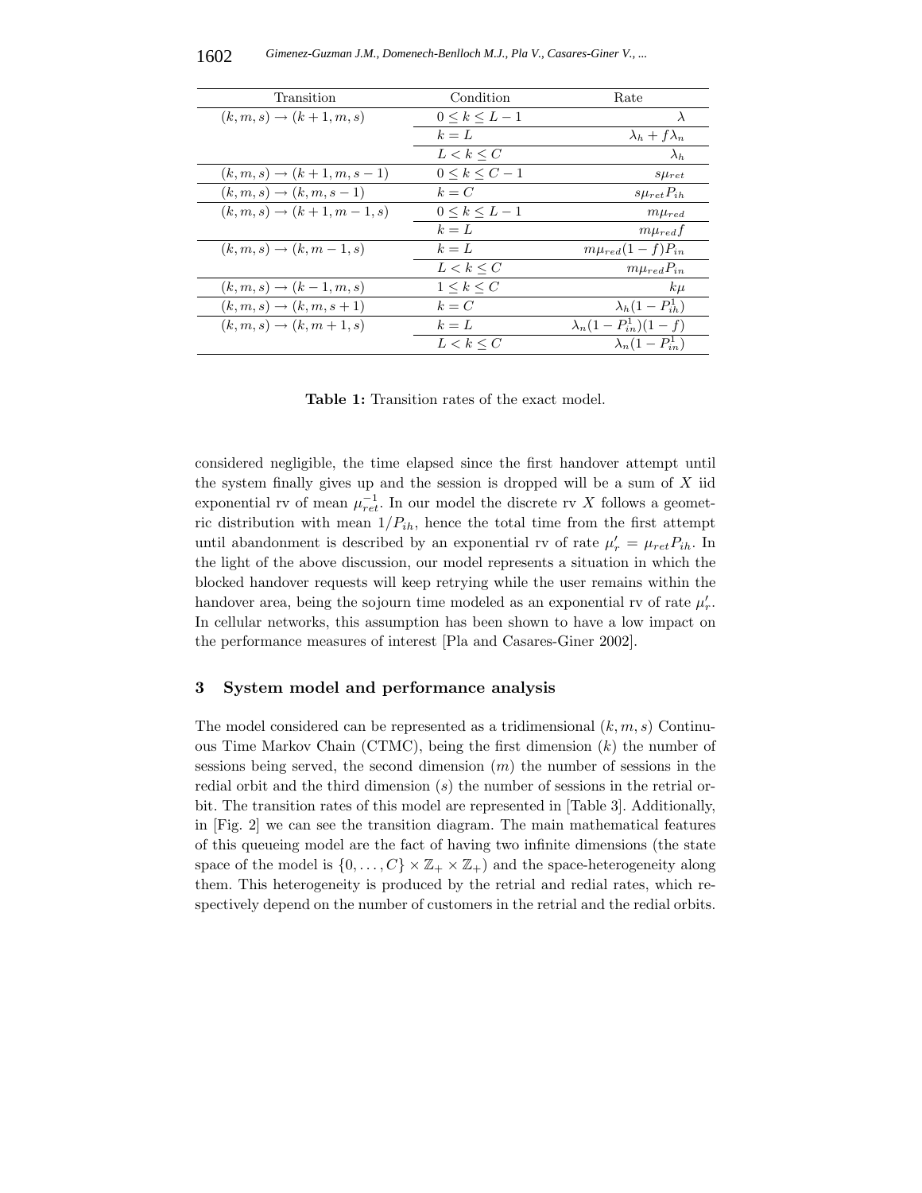| Transition | Condition | Rate |
|---|---|---|
| $(k,m,s) \rightarrow (k+1,m,s)$ | $0 \leq k \leq L-1$ | $\lambda$ |
| | $k = L$ | $\lambda_h + f\lambda_n$ |
| | $L < k \leq C$ | $\lambda_h$ |
| $(k,m,s) \rightarrow (k+1,m,s-1)$ | $0 \leq k \leq C-1$ | $s\mu_{ret}$ |
| $(k,m,s) \rightarrow (k,m,s-1)$ | $k = C$ | $s\mu_{ret}P_{ih}$ |
| $(k,m,s) \rightarrow (k+1,m-1,s)$ | $0 \leq k \leq L-1$ | $m\mu_{red}$ |
| | $k = L$ | $m\mu_{red}f$ |
| $(k,m,s) \rightarrow (k,m-1,s)$ | $k = L$ | $m\mu_{red}(1-f)P_{in}$ |
| | $L < k \leq C$ | $m\mu_{red}P_{in}$ |
| $(k,m,s) \rightarrow (k-1,m,s)$ | $1 \leq k \leq C$ | $k\mu$ |
| $(k,m,s) \rightarrow (k,m,s+1)$ | $k = C$ | $\lambda_h(1-P_{ih}^1)$ |
| $(k,m,s) \rightarrow (k,m+1,s)$ | $k = L$ | $\lambda_n(1-P_{in}^1)(1-f)$ |
| | $L < k \leq C$ | $\lambda_n(1-P_{in}^1)$ |

**Table 1:** Transition rates of the exact model.

considered negligible, the time elapsed since the first handover attempt until the system finally gives up and the session is dropped will be a sum of $X$ iid exponential rv of mean $\mu_{ret}^{-1}$. In our model the discrete rv $X$ follows a geometric distribution with mean $1/P_{ih}$, hence the total time from the first attempt until abandonment is described by an exponential rv of rate $\mu_r' = \mu_{ret}P_{ih}$. In the light of the above discussion, our model represents a situation in which the blocked handover requests will keep retrying while the user remains within the handover area, being the sojourn time modeled as an exponential rv of rate $\mu_r'$. In cellular networks, this assumption has been shown to have a low impact on the performance measures of interest [Pla and Casares-Giner 2002].

## 3 System model and performance analysis

The model considered can be represented as a tridimensional $(k,m,s)$ Continuous Time Markov Chain (CTMC), being the first dimension ($k$) the number of sessions being served, the second dimension ($m$) the number of sessions in the redial orbit and the third dimension ($s$) the number of sessions in the retrial orbit. The transition rates of this model are represented in [Table 3]. Additionally, in [Fig. 2] we can see the transition diagram. The main mathematical features of this queueing model are the fact of having two infinite dimensions (the state space of the model is $\{0,\ldots,C\} \times \mathbb{Z}_+ \times \mathbb{Z}_+$) and the space-heterogeneity along them. This heterogeneity is produced by the retrial and redial rates, which respectively depend on the number of customers in the retrial and the redial orbits.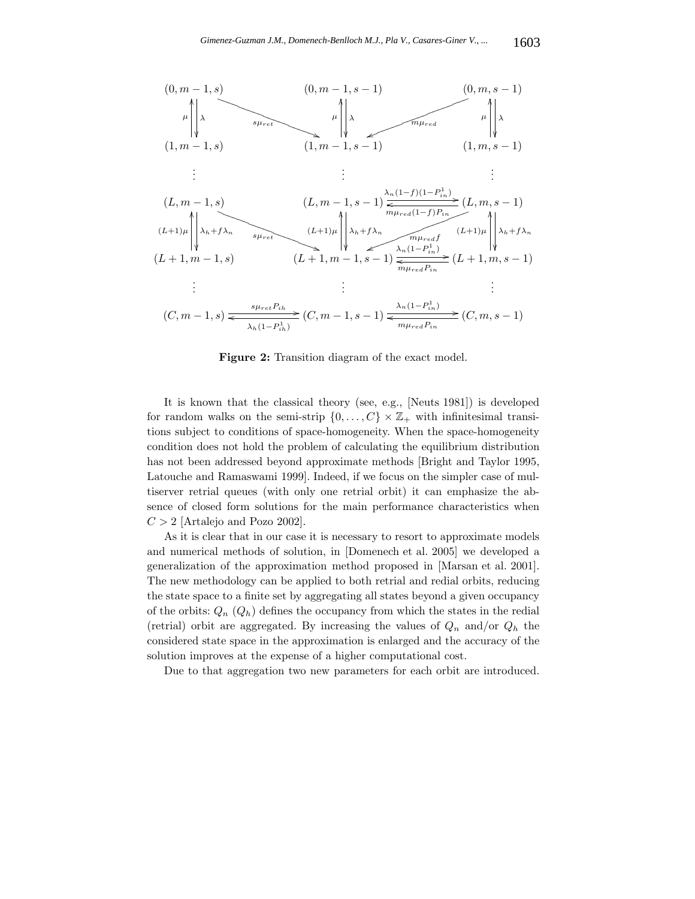**Figure 2:** Transition diagram of the exact model.

It is known that the classical theory (see, e.g., [Neuts 1981]) is developed for random walks on the semi-strip $\{0, \ldots, C\} \times \mathbb{Z}_+$ with infinitesimal transitions subject to conditions of space-homogeneity. When the space-homogeneity condition does not hold the problem of calculating the equilibrium distribution has not been addressed beyond approximate methods [Bright and Taylor 1995, Latouche and Ramaswami 1999]. Indeed, if we focus on the simpler case of multiserver retrial queues (with only one retrial orbit) it can emphasize the absence of closed form solutions for the main performance characteristics when $C > 2$ [Artalejo and Pozo 2002].

As it is clear that in our case it is necessary to resort to approximate models and numerical methods of solution, in [Domenech et al. 2005] we developed a generalization of the approximation method proposed in [Marsan et al. 2001]. The new methodology can be applied to both retrial and redial orbits, reducing the state space to a finite set by aggregating all states beyond a given occupancy of the orbits: $Q_n$ ($Q_h$) defines the occupancy from which the states in the redial (retrial) orbit are aggregated. By increasing the values of $Q_n$ and/or $Q_h$ the considered state space in the approximation is enlarged and the accuracy of the solution improves at the expense of a higher computational cost.

Due to that aggregation two new parameters for each orbit are introduced.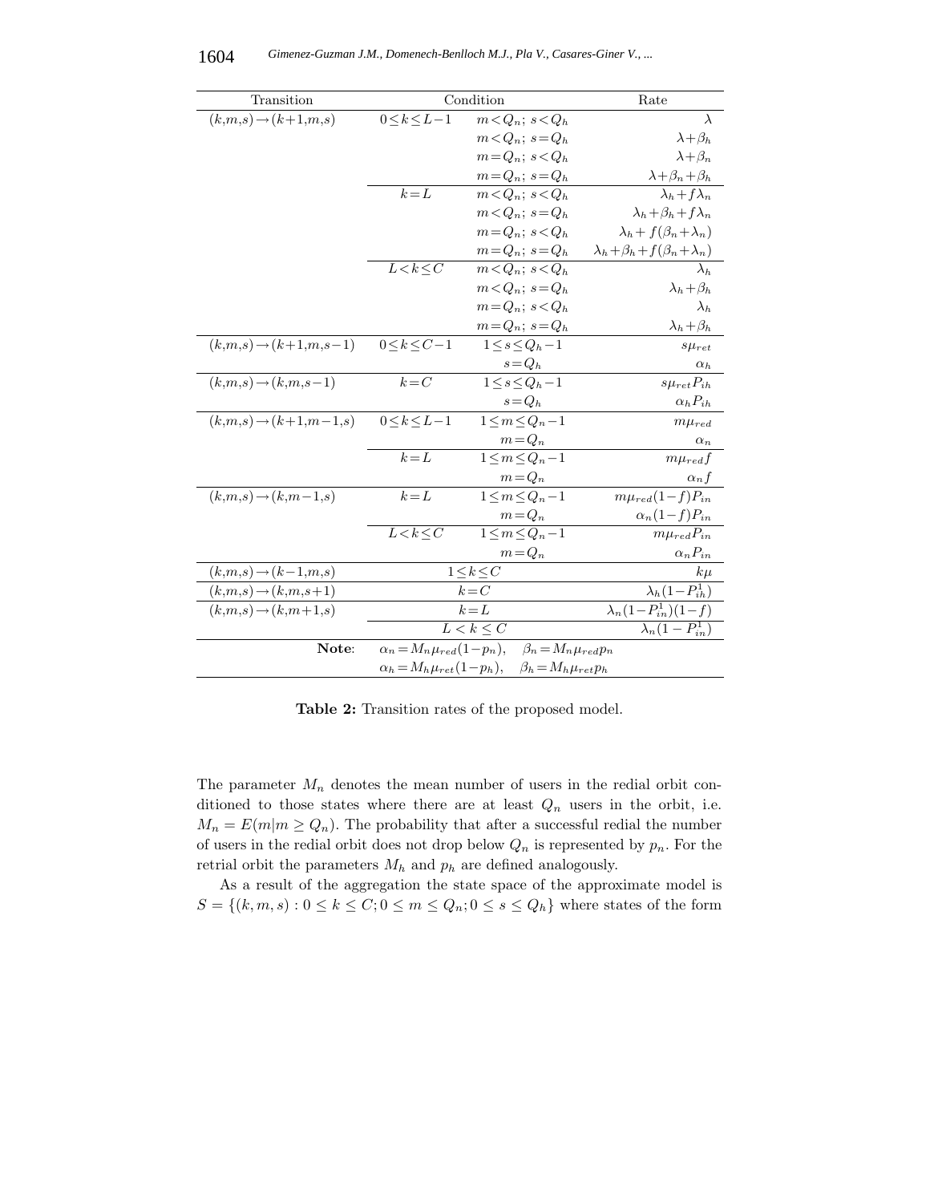| Transition | Condition | | Rate |
|---|---|---|---|
| $(k,m,s)\rightarrow(k+1,m,s)$ | $0\leq k\leq L-1$ | $m<Q_n;\ s<Q_h$ | $\lambda$ |
| | | $m<Q_n;\ s=Q_h$ | $\lambda+\beta_h$ |
| | | $m=Q_n;\ s<Q_h$ | $\lambda+\beta_n$ |
| | | $m=Q_n;\ s=Q_h$ | $\lambda+\beta_n+\beta_h$ |
| | $k=L$ | $m<Q_n;\ s<Q_h$ | $\lambda_h+f\lambda_n$ |
| | | $m<Q_n;\ s=Q_h$ | $\lambda_h+\beta_h+f\lambda_n$ |
| | | $m=Q_n;\ s<Q_h$ | $\lambda_h+f(\beta_n+\lambda_n)$ |
| | | $m=Q_n;\ s=Q_h$ | $\lambda_h+\beta_h+f(\beta_n+\lambda_n)$ |
| | $L<k\leq C$ | $m<Q_n;\ s<Q_h$ | $\lambda_h$ |
| | | $m<Q_n;\ s=Q_h$ | $\lambda_h+\beta_h$ |
| | | $m=Q_n;\ s<Q_h$ | $\lambda_h$ |
| | | $m=Q_n;\ s=Q_h$ | $\lambda_h+\beta_h$ |
| $(k,m,s)\rightarrow(k+1,m,s-1)$ | $0\leq k\leq C-1$ | $1\leq s\leq Q_h-1$ | $s\mu_{ret}$ |
| | | $s=Q_h$ | $\alpha_h$ |
| $(k,m,s)\rightarrow(k,m,s-1)$ | $k=C$ | $1\leq s\leq Q_h-1$ | $s\mu_{ret}P_{ih}$ |
| | | $s=Q_h$ | $\alpha_h P_{ih}$ |
| $(k,m,s)\rightarrow(k+1,m-1,s)$ | $0\leq k\leq L-1$ | $1\leq m\leq Q_n-1$ | $m\mu_{red}$ |
| | | $m=Q_n$ | $\alpha_n$ |
| | $k=L$ | $1\leq m\leq Q_n-1$ | $m\mu_{red}f$ |
| | | $m=Q_n$ | $\alpha_n f$ |
| $(k,m,s)\rightarrow(k,m-1,s)$ | $k=L$ | $1\leq m\leq Q_n-1$ | $m\mu_{red}(1-f)P_{in}$ |
| | | $m=Q_n$ | $\alpha_n(1-f)P_{in}$ |
| | $L<k\leq C$ | $1\leq m\leq Q_n-1$ | $m\mu_{red}P_{in}$ |
| | | $m=Q_n$ | $\alpha_n P_{in}$ |
| $(k,m,s)\rightarrow(k-1,m,s)$ | $1\leq k\leq C$ | | $k\mu$ |
| $(k,m,s)\rightarrow(k,m,s+1)$ | $k=C$ | | $\lambda_h(1-P_{ih}^1)$ |
| $(k,m,s)\rightarrow(k,m+1,s)$ | $k=L$ | | $\lambda_n(1-P_{in}^1)(1-f)$ |
| | $L<k\leq C$ | | $\lambda_n(1-P_{in}^1)$ |
| **Note**: | $\alpha_n=M_n\mu_{red}(1-p_n)$, $\quad\beta_n=M_n\mu_{red}p_n$ | | |
| | $\alpha_h=M_h\mu_{ret}(1-p_h)$, $\quad\beta_h=M_h\mu_{ret}p_h$ | | |

**Table 2:** Transition rates of the proposed model.

The parameter $M_n$ denotes the mean number of users in the redial orbit conditioned to those states where there are at least $Q_n$ users in the orbit, i.e. $M_n = E(m|m \geq Q_n)$. The probability that after a successful redial the number of users in the redial orbit does not drop below $Q_n$ is represented by $p_n$. For the retrial orbit the parameters $M_h$ and $p_h$ are defined analogously.

As a result of the aggregation the state space of the approximate model is $S = \{(k, m, s) : 0 \leq k \leq C; 0 \leq m \leq Q_n; 0 \leq s \leq Q_h\}$ where states of the form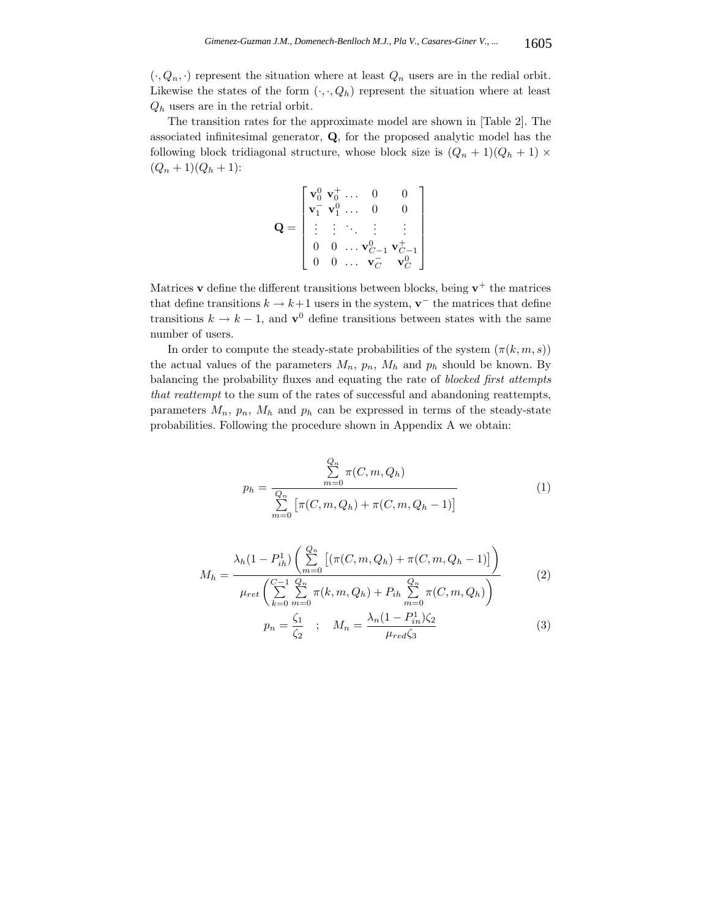$(\cdot, Q_n, \cdot)$ represent the situation where at least $Q_n$ users are in the redial orbit. Likewise the states of the form $(\cdot, \cdot, Q_h)$ represent the situation where at least $Q_h$ users are in the retrial orbit.

The transition rates for the approximate model are shown in [Table 2]. The associated infinitesimal generator, $\mathbf{Q}$, for the proposed analytic model has the following block tridiagonal structure, whose block size is $(Q_n + 1)(Q_h + 1) \times (Q_n + 1)(Q_h + 1)$:

$$
\mathbf{Q} = \begin{bmatrix}
\mathbf{v}_0^0 & \mathbf{v}_0^+ & \dots & 0 & 0 \\
\mathbf{v}_1^- & \mathbf{v}_1^0 & \dots & 0 & 0 \\
\vdots & \vdots & \ddots & \vdots & \vdots \\
0 & 0 & \dots & \mathbf{v}_{C-1}^0 & \mathbf{v}_{C-1}^+ \\
0 & 0 & \dots & \mathbf{v}_C^- & \mathbf{v}_C^0
\end{bmatrix}
$$

Matrices $\mathbf{v}$ define the different transitions between blocks, being $\mathbf{v}^+$ the matrices that define transitions $k \to k+1$ users in the system, $\mathbf{v}^-$ the matrices that define transitions $k \to k-1$, and $\mathbf{v}^0$ define transitions between states with the same number of users.

In order to compute the steady-state probabilities of the system ($\pi(k, m, s)$) the actual values of the parameters $M_n$, $p_n$, $M_h$ and $p_h$ should be known. By balancing the probability fluxes and equating the rate of *blocked first attempts that reattempt* to the sum of the rates of successful and abandoning reattempts, parameters $M_n$, $p_n$, $M_h$ and $p_h$ can be expressed in terms of the steady-state probabilities. Following the procedure shown in Appendix A we obtain:

$$
p_h = \frac{\sum_{m=0}^{Q_n} \pi(C, m, Q_h)}{\sum_{m=0}^{Q_n} \left[\pi(C, m, Q_h) + \pi(C, m, Q_h - 1)\right]} \tag{1}
$$

$$
M_h = \frac{\lambda_h (1 - P_{ih}^1) \left( \sum_{m=0}^{Q_n} \left[ (\pi(C, m, Q_h) + \pi(C, m, Q_h - 1) \right] \right)}{\mu_{ret} \left( \sum_{k=0}^{C-1} \sum_{m=0}^{Q_n} \pi(k, m, Q_h) + P_{ih} \sum_{m=0}^{Q_n} \pi(C, m, Q_h) \right)} \tag{2}
$$

$$
p_n = \frac{\zeta_1}{\zeta_2} \quad ; \quad M_n = \frac{\lambda_n (1 - P_{in}^1) \zeta_2}{\mu_{red} \zeta_3} \tag{3}
$$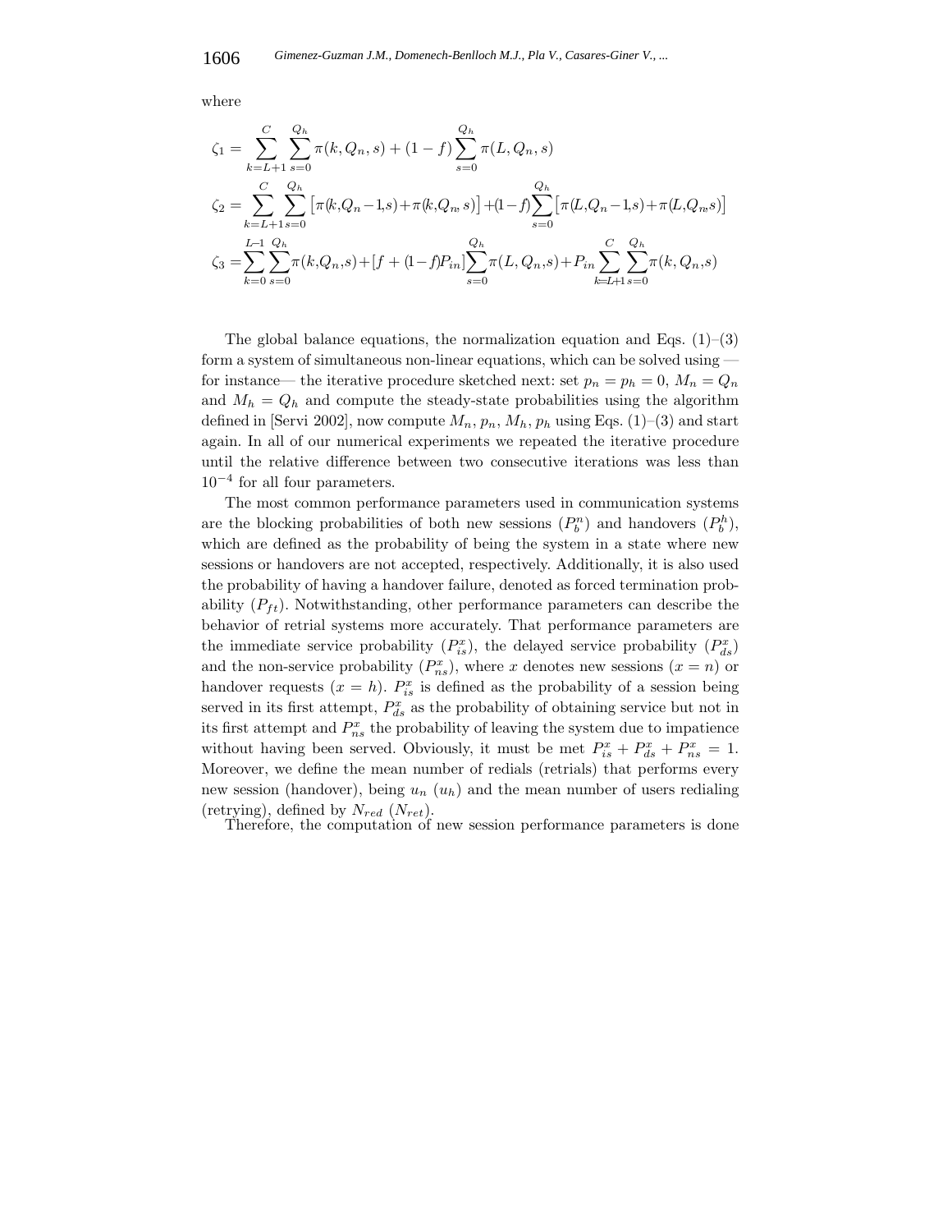where

$$
\begin{aligned}
\zeta_1 &= \sum_{k=L+1}^{C} \sum_{s=0}^{Q_h} \pi(k, Q_n, s) + (1-f) \sum_{s=0}^{Q_h} \pi(L, Q_n, s) \\
\zeta_2 &= \sum_{k=L+1}^{C} \sum_{s=0}^{Q_h} \left[\pi(k,Q_n-1,s) + \pi(k,Q_n,s)\right] + (1-f) \sum_{s=0}^{Q_h} \left[\pi(L,Q_n-1,s) + \pi(L,Q_n,s)\right] \\
\zeta_3 &= \sum_{k=0}^{L-1} \sum_{s=0}^{Q_h} \pi(k,Q_n,s) + [f + (1-f)P_{in}] \sum_{s=0}^{Q_h} \pi(L,Q_n,s) + P_{in} \sum_{k=L+1}^{C} \sum_{s=0}^{Q_h} \pi(k,Q_n,s)
\end{aligned}
$$

The global balance equations, the normalization equation and Eqs. (1)–(3) form a system of simultaneous non-linear equations, which can be solved using —for instance— the iterative procedure sketched next: set $p_n = p_h = 0$, $M_n = Q_n$ and $M_h = Q_h$ and compute the steady-state probabilities using the algorithm defined in [Servi 2002], now compute $M_n$, $p_n$, $M_h$, $p_h$ using Eqs. (1)–(3) and start again. In all of our numerical experiments we repeated the iterative procedure until the relative difference between two consecutive iterations was less than $10^{-4}$ for all four parameters.

The most common performance parameters used in communication systems are the blocking probabilities of both new sessions ($P_b^n$) and handovers ($P_b^h$), which are defined as the probability of being the system in a state where new sessions or handovers are not accepted, respectively. Additionally, it is also used the probability of having a handover failure, denoted as forced termination probability ($P_{ft}$). Notwithstanding, other performance parameters can describe the behavior of retrial systems more accurately. That performance parameters are the immediate service probability ($P_{is}^x$), the delayed service probability ($P_{ds}^x$) and the non-service probability ($P_{ns}^x$), where $x$ denotes new sessions ($x = n$) or handover requests ($x = h$). $P_{is}^x$ is defined as the probability of a session being served in its first attempt, $P_{ds}^x$ as the probability of obtaining service but not in its first attempt and $P_{ns}^x$ the probability of leaving the system due to impatience without having been served. Obviously, it must be met $P_{is}^x + P_{ds}^x + P_{ns}^x = 1$. Moreover, we define the mean number of redials (retrials) that performs every new session (handover), being $u_n$ ($u_h$) and the mean number of users redialing (retrying), defined by $N_{red}$ ($N_{ret}$).

Therefore, the computation of new session performance parameters is done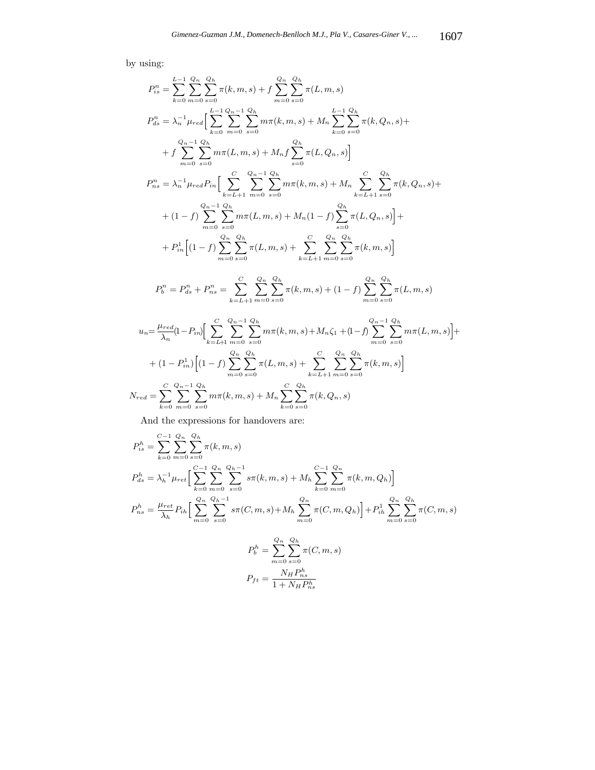by using:

$$P_{is}^n = \sum_{k=0}^{L-1} \sum_{m=0}^{Q_n} \sum_{s=0}^{Q_h} \pi(k,m,s) + f \sum_{m=0}^{Q_n} \sum_{s=0}^{Q_h} \pi(L,m,s)$$

$$P_{ds}^n = \lambda_n^{-1} \mu_{red} \Big[ \sum_{k=0}^{L-1} \sum_{m=0}^{Q_n-1} \sum_{s=0}^{Q_h} m\pi(k,m,s) + M_n \sum_{k=0}^{L-1} \sum_{s=0}^{Q_h} \pi(k,Q_n,s) + \\ + f \sum_{m=0}^{Q_n-1} \sum_{s=0}^{Q_h} m\pi(L,m,s) + M_n f \sum_{s=0}^{Q_h} \pi(L,Q_n,s) \Big]$$

$$P_{ns}^n = \lambda_n^{-1} \mu_{red} P_{in} \Big[ \sum_{k=L+1}^{C} \sum_{m=0}^{Q_n-1} \sum_{s=0}^{Q_h} m\pi(k,m,s) + M_n \sum_{k=L+1}^{C} \sum_{s=0}^{Q_h} \pi(k,Q_n,s) + \\ + (1-f) \sum_{m=0}^{Q_n-1} \sum_{s=0}^{Q_h} m\pi(L,m,s) + M_n (1-f) \sum_{s=0}^{Q_h} \pi(L,Q_n,s) \Big] + \\ + P_{in}^1 \Big[ (1-f) \sum_{m=0}^{Q_n} \sum_{s=0}^{Q_h} \pi(L,m,s) + \sum_{k=L+1}^{C} \sum_{m=0}^{Q_n} \sum_{s=0}^{Q_h} \pi(k,m,s) \Big]$$

$$P_b^n = P_{ds}^n + P_{ns}^n = \sum_{k=L+1}^{C} \sum_{m=0}^{Q_n} \sum_{s=0}^{Q_h} \pi(k,m,s) + (1-f) \sum_{m=0}^{Q_n} \sum_{s=0}^{Q_h} \pi(L,m,s)$$

$$u_n = \frac{\mu_{red}}{\lambda_n} (1-P_{in}) \Big[ \sum_{k=L+1}^{C} \sum_{m=0}^{Q_n-1} \sum_{s=0}^{Q_h} m\pi(k,m,s) + M_n \zeta_1 + (1-f) \sum_{m=0}^{Q_n-1} \sum_{s=0}^{Q_h} m\pi(L,m,s) \Big] + \\ + (1-P_{in}^1) \Big[ (1-f) \sum_{m=0}^{Q_n} \sum_{s=0}^{Q_h} \pi(L,m,s) + \sum_{k=L+1}^{C} \sum_{m=0}^{Q_n} \sum_{s=0}^{Q_h} \pi(k,m,s) \Big]$$

$$N_{red} = \sum_{k=0}^{C} \sum_{m=0}^{Q_n-1} \sum_{s=0}^{Q_h} m\pi(k,m,s) + M_n \sum_{k=0}^{C} \sum_{s=0}^{Q_h} \pi(k,Q_n,s)$$

And the expressions for handovers are:

$$P_{is}^h = \sum_{k=0}^{C-1} \sum_{m=0}^{Q_n} \sum_{s=0}^{Q_h} \pi(k,m,s)$$

$$P_{ds}^h = \lambda_h^{-1} \mu_{ret} \Big[ \sum_{k=0}^{C-1} \sum_{m=0}^{Q_n} \sum_{s=0}^{Q_h-1} s\pi(k,m,s) + M_h \sum_{k=0}^{C-1} \sum_{m=0}^{Q_n} \pi(k,m,Q_h) \Big]$$

$$P_{ns}^h = \frac{\mu_{ret}}{\lambda_h} P_{ih} \Big[ \sum_{m=0}^{Q_n} \sum_{s=0}^{Q_h-1} s\pi(C,m,s) + M_h \sum_{m=0}^{Q_n} \pi(C,m,Q_h) \Big] + P_{ih}^1 \sum_{m=0}^{Q_n} \sum_{s=0}^{Q_h} \pi(C,m,s)$$

$$P_b^h = \sum_{m=0}^{Q_n} \sum_{s=0}^{Q_h} \pi(C,m,s)$$

$$P_{ft} = \frac{N_H P_{ns}^h}{1 + N_H P_{ns}^h}$$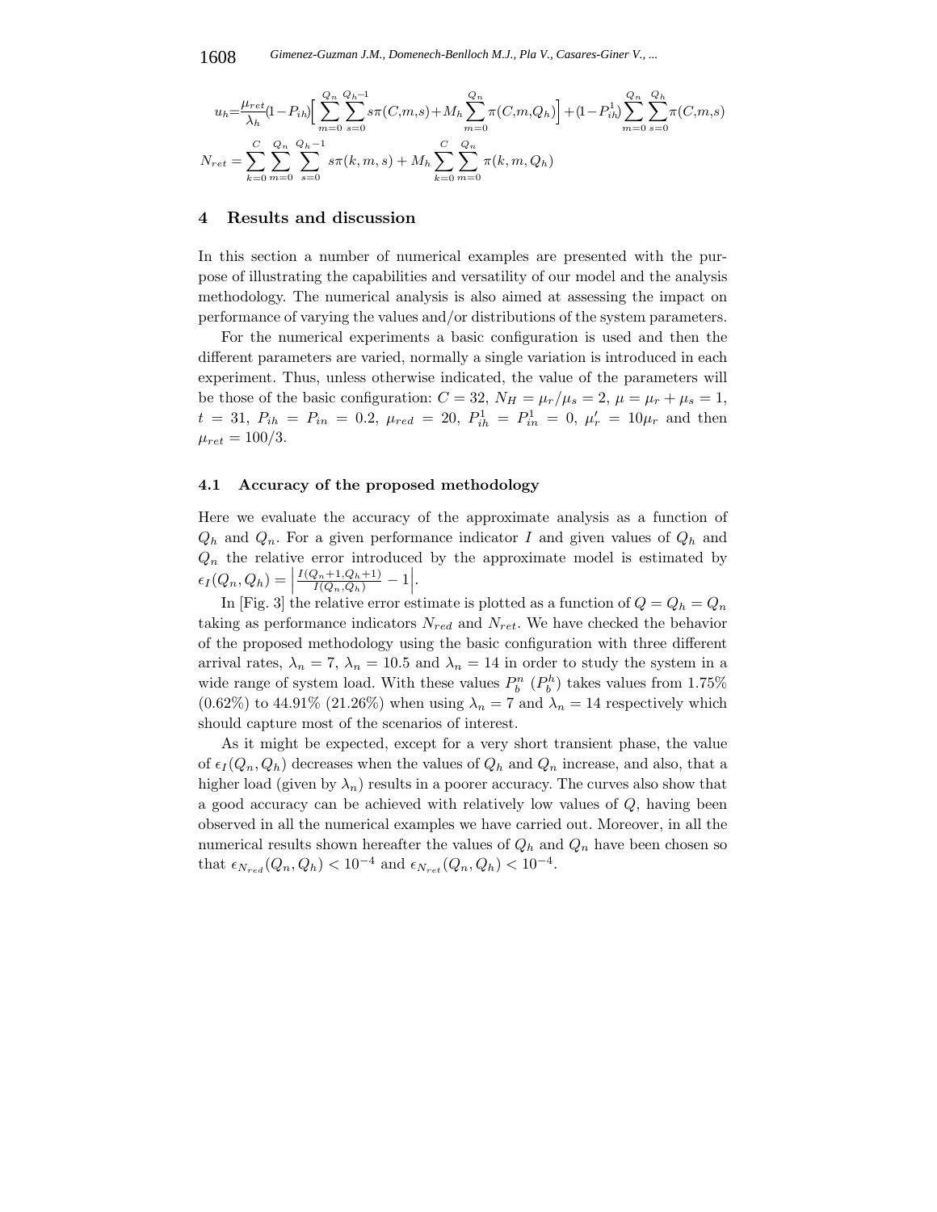$$u_h = \frac{\mu_{ret}}{\lambda_h}(1-P_{ih})\Big[\sum_{m=0}^{Q_n}\sum_{s=0}^{Q_h-1} s\pi(C,m,s) + M_h \sum_{m=0}^{Q_n}\pi(C,m,Q_h)\Big] + (1-P_{ih}^1)\sum_{m=0}^{Q_n}\sum_{s=0}^{Q_h}\pi(C,m,s)$$

$$N_{ret} = \sum_{k=0}^{C}\sum_{m=0}^{Q_n}\sum_{s=0}^{Q_h-1} s\pi(k,m,s) + M_h \sum_{k=0}^{C}\sum_{m=0}^{Q_n}\pi(k,m,Q_h)$$

## 4 Results and discussion

In this section a number of numerical examples are presented with the purpose of illustrating the capabilities and versatility of our model and the analysis methodology. The numerical analysis is also aimed at assessing the impact on performance of varying the values and/or distributions of the system parameters.

For the numerical experiments a basic configuration is used and then the different parameters are varied, normally a single variation is introduced in each experiment. Thus, unless otherwise indicated, the value of the parameters will be those of the basic configuration: $C = 32$, $N_H = \mu_r/\mu_s = 2$, $\mu = \mu_r + \mu_s = 1$, $t = 31$, $P_{ih} = P_{in} = 0.2$, $\mu_{red} = 20$, $P_{ih}^1 = P_{in}^1 = 0$, $\mu_r' = 10\mu_r$ and then $\mu_{ret} = 100/3$.

### 4.1 Accuracy of the proposed methodology

Here we evaluate the accuracy of the approximate analysis as a function of $Q_h$ and $Q_n$. For a given performance indicator $I$ and given values of $Q_h$ and $Q_n$ the relative error introduced by the approximate model is estimated by $\epsilon_I(Q_n, Q_h) = \left|\frac{I(Q_n+1, Q_h+1)}{I(Q_n, Q_h)} - 1\right|$.

In [Fig. 3] the relative error estimate is plotted as a function of $Q = Q_h = Q_n$ taking as performance indicators $N_{red}$ and $N_{ret}$. We have checked the behavior of the proposed methodology using the basic configuration with three different arrival rates, $\lambda_n = 7$, $\lambda_n = 10.5$ and $\lambda_n = 14$ in order to study the system in a wide range of system load. With these values $P_b^n$ ($P_b^h$) takes values from 1.75% (0.62%) to 44.91% (21.26%) when using $\lambda_n = 7$ and $\lambda_n = 14$ respectively which should capture most of the scenarios of interest.

As it might be expected, except for a very short transient phase, the value of $\epsilon_I(Q_n, Q_h)$ decreases when the values of $Q_h$ and $Q_n$ increase, and also, that a higher load (given by $\lambda_n$) results in a poorer accuracy. The curves also show that a good accuracy can be achieved with relatively low values of $Q$, having been observed in all the numerical examples we have carried out. Moreover, in all the numerical results shown hereafter the values of $Q_h$ and $Q_n$ have been chosen so that $\epsilon_{N_{red}}(Q_n, Q_h) < 10^{-4}$ and $\epsilon_{N_{ret}}(Q_n, Q_h) < 10^{-4}$.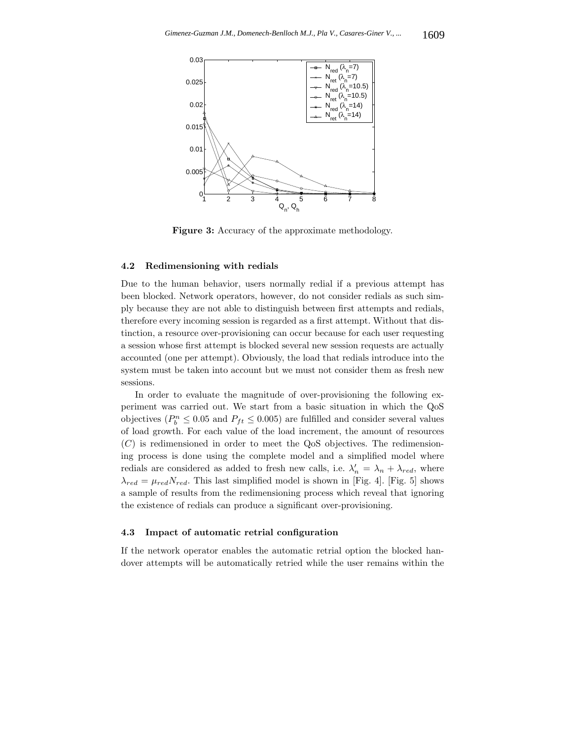**Figure 3:** Accuracy of the approximate methodology.

### 4.2 Redimensioning with redials

Due to the human behavior, users normally redial if a previous attempt has been blocked. Network operators, however, do not consider redials as such simply because they are not able to distinguish between first attempts and redials, therefore every incoming session is regarded as a first attempt. Without that distinction, a resource over-provisioning can occur because for each user requesting a session whose first attempt is blocked several new session requests are actually accounted (one per attempt). Obviously, the load that redials introduce into the system must be taken into account but we must not consider them as fresh new sessions.

In order to evaluate the magnitude of over-provisioning the following experiment was carried out. We start from a basic situation in which the QoS objectives ($P_b^n \leq 0.05$ and $P_{ft} \leq 0.005$) are fulfilled and consider several values of load growth. For each value of the load increment, the amount of resources ($C$) is redimensioned in order to meet the QoS objectives. The redimensioning process is done using the complete model and a simplified model where redials are considered as added to fresh new calls, i.e. $\lambda_n' = \lambda_n + \lambda_{red}$, where $\lambda_{red} = \mu_{red} N_{red}$. This last simplified model is shown in [Fig. 4]. [Fig. 5] shows a sample of results from the redimensioning process which reveal that ignoring the existence of redials can produce a significant over-provisioning.

### 4.3 Impact of automatic retrial configuration

If the network operator enables the automatic retrial option the blocked handover attempts will be automatically retried while the user remains within the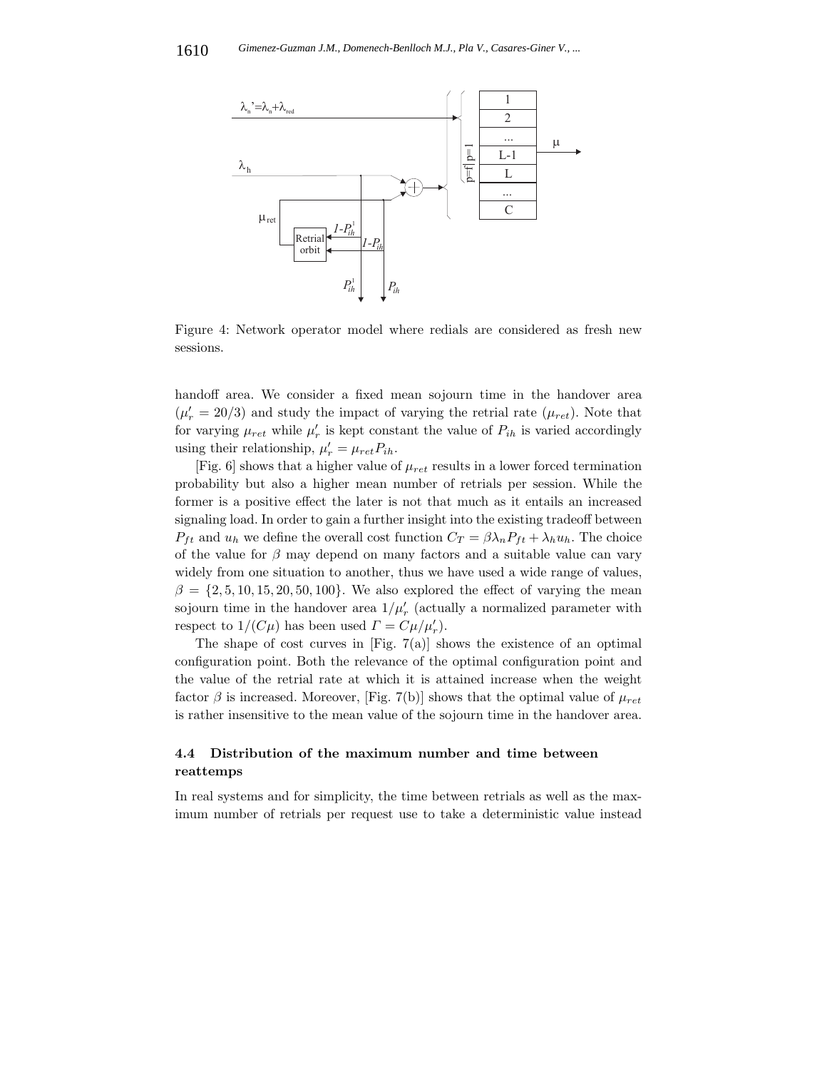Figure 4: Network operator model where redials are considered as fresh new sessions.

handoff area. We consider a fixed mean sojourn time in the handover area ($\mu_r' = 20/3$) and study the impact of varying the retrial rate ($\mu_{ret}$). Note that for varying $\mu_{ret}$ while $\mu_r'$ is kept constant the value of $P_{ih}$ is varied accordingly using their relationship, $\mu_r' = \mu_{ret} P_{ih}$.

[Fig. 6] shows that a higher value of $\mu_{ret}$ results in a lower forced termination probability but also a higher mean number of retrials per session. While the former is a positive effect the later is not that much as it entails an increased signaling load. In order to gain a further insight into the existing tradeoff between $P_{ft}$ and $u_h$ we define the overall cost function $C_T = \beta \lambda_n P_{ft} + \lambda_h u_h$. The choice of the value for $\beta$ may depend on many factors and a suitable value can vary widely from one situation to another, thus we have used a wide range of values, $\beta = \{2, 5, 10, 15, 20, 50, 100\}$. We also explored the effect of varying the mean sojourn time in the handover area $1/\mu_r'$ (actually a normalized parameter with respect to $1/(C\mu)$ has been used $\Gamma = C\mu/\mu_r'$).

The shape of cost curves in [Fig. 7(a)] shows the existence of an optimal configuration point. Both the relevance of the optimal configuration point and the value of the retrial rate at which it is attained increase when the weight factor $\beta$ is increased. Moreover, [Fig. 7(b)] shows that the optimal value of $\mu_{ret}$ is rather insensitive to the mean value of the sojourn time in the handover area.

### 4.4 Distribution of the maximum number and time between reattemps

In real systems and for simplicity, the time between retrials as well as the maximum number of retrials per request use to take a deterministic value instead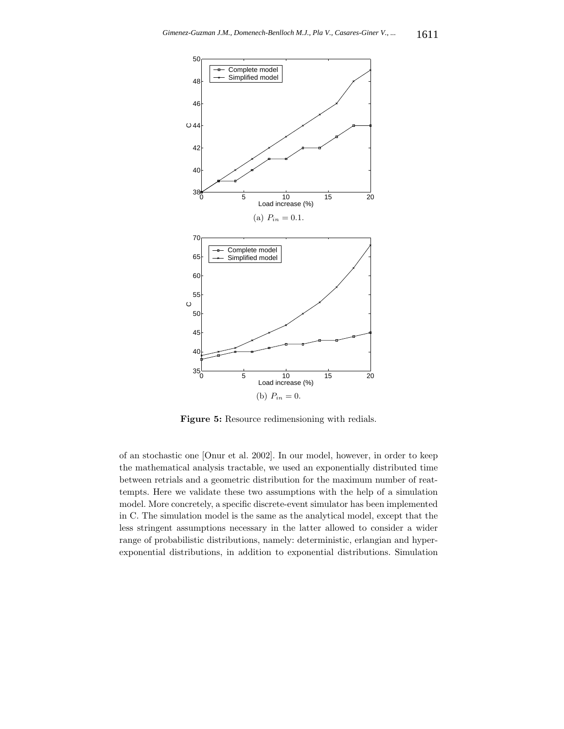(a) $P_{in} = 0.1$.

(b) $P_{in} = 0$.

**Figure 5:** Resource redimensioning with redials.

of an stochastic one [Onur et al. 2002]. In our model, however, in order to keep the mathematical analysis tractable, we used an exponentially distributed time between retrials and a geometric distribution for the maximum number of reattempts. Here we validate these two assumptions with the help of a simulation model. More concretely, a specific discrete-event simulator has been implemented in C. The simulation model is the same as the analytical model, except that the less stringent assumptions necessary in the latter allowed to consider a wider range of probabilistic distributions, namely: deterministic, erlangian and hyperexponential distributions, in addition to exponential distributions. Simulation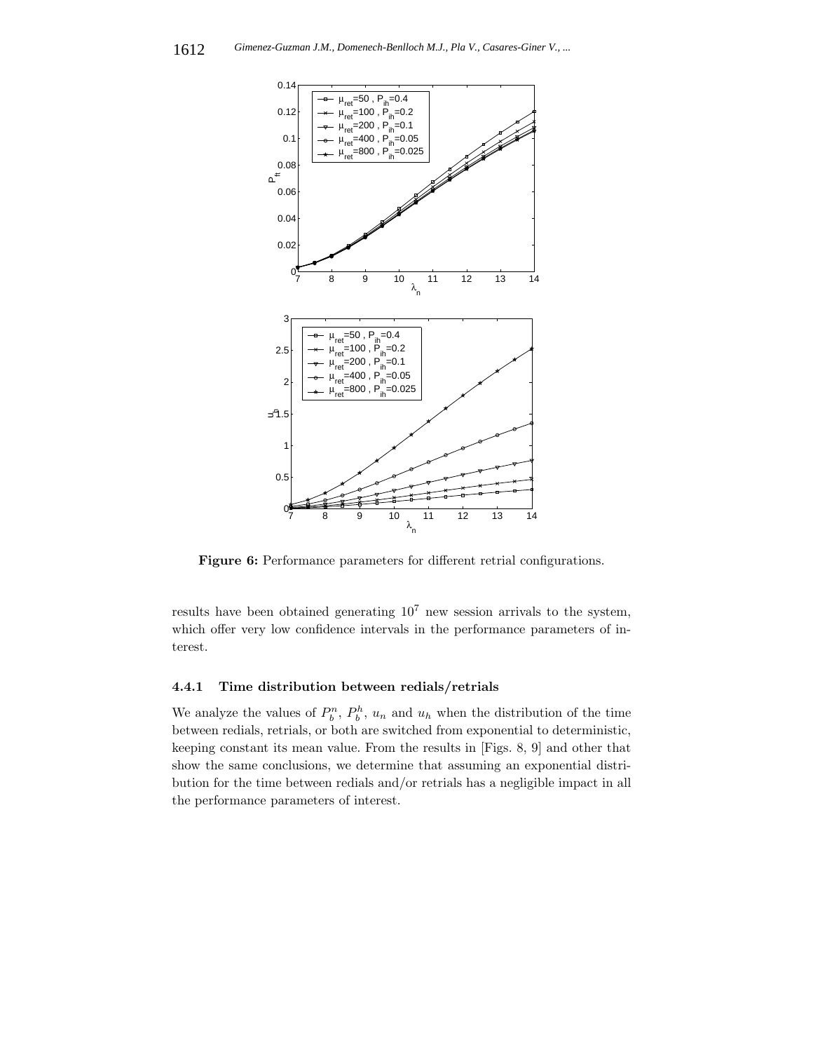**Figure 6:** Performance parameters for different retrial configurations.

results have been obtained generating $10^7$ new session arrivals to the system, which offer very low confidence intervals in the performance parameters of interest.

#### 4.4.1 Time distribution between redials/retrials

We analyze the values of $P_b^n$, $P_b^h$, $u_n$ and $u_h$ when the distribution of the time between redials, retrials, or both are switched from exponential to deterministic, keeping constant its mean value. From the results in [Figs. 8, 9] and other that show the same conclusions, we determine that assuming an exponential distribution for the time between redials and/or retrials has a negligible impact in all the performance parameters of interest.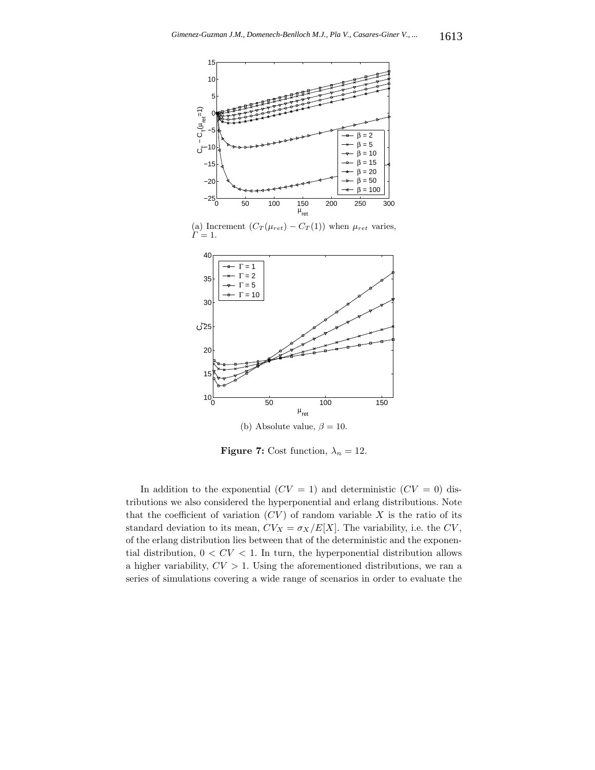(a) Increment $(C_T(\mu_{ret}) - C_T(1))$ when $\mu_{ret}$ varies, $\Gamma = 1$.

(b) Absolute value, $\beta = 10$.

**Figure 7:** Cost function, $\lambda_n = 12$.

In addition to the exponential ($CV = 1$) and deterministic ($CV = 0$) distributions we also considered the hyperponential and erlang distributions. Note that the coefficient of variation ($CV$) of random variable $X$ is the ratio of its standard deviation to its mean, $CV_X = \sigma_X/E[X]$. The variability, i.e. the $CV$, of the erlang distribution lies between that of the deterministic and the exponential distribution, $0 < CV < 1$. In turn, the hyperponential distribution allows a higher variability, $CV > 1$. Using the aforementioned distributions, we ran a series of simulations covering a wide range of scenarios in order to evaluate the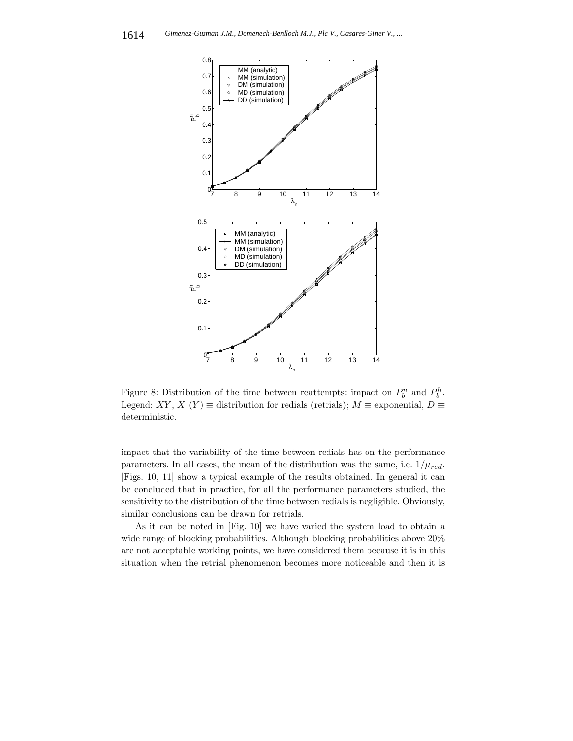Figure 8: Distribution of the time between reattempts: impact on $P_b^n$ and $P_b^h$. Legend: $XY$, $X$ ($Y$) $\equiv$ distribution for redials (retrials); $M \equiv$ exponential, $D \equiv$ deterministic.

impact that the variability of the time between redials has on the performance parameters. In all cases, the mean of the distribution was the same, i.e. $1/\mu_{red}$. [Figs. 10, 11] show a typical example of the results obtained. In general it can be concluded that in practice, for all the performance parameters studied, the sensitivity to the distribution of the time between redials is negligible. Obviously, similar conclusions can be drawn for retrials.

As it can be noted in [Fig. 10] we have varied the system load to obtain a wide range of blocking probabilities. Although blocking probabilities above 20% are not acceptable working points, we have considered them because it is in this situation when the retrial phenomenon becomes more noticeable and then it is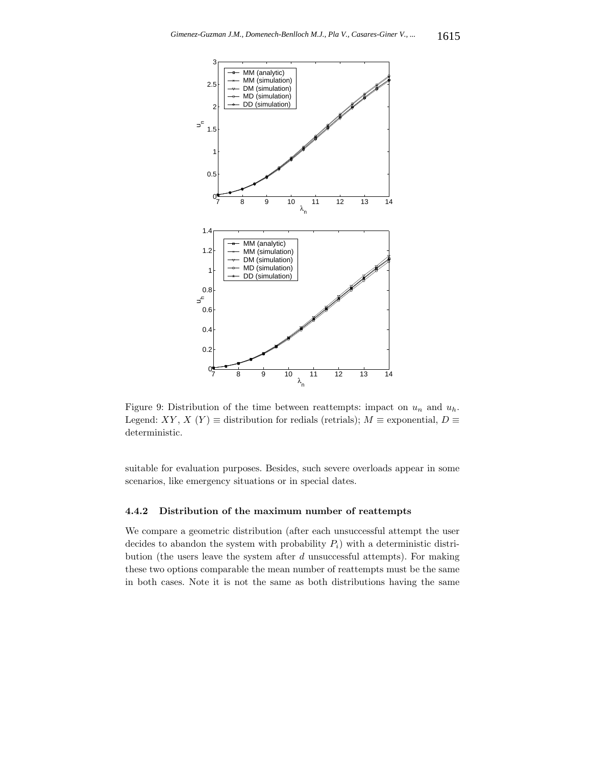Figure 9: Distribution of the time between reattempts: impact on $u_n$ and $u_h$. Legend: $XY$, $X$ ($Y$) $\equiv$ distribution for redials (retrials); $M \equiv$ exponential, $D \equiv$ deterministic.

suitable for evaluation purposes. Besides, such severe overloads appear in some scenarios, like emergency situations or in special dates.

#### 4.4.2 Distribution of the maximum number of reattempts

We compare a geometric distribution (after each unsuccessful attempt the user decides to abandon the system with probability $P_i$) with a deterministic distribution (the users leave the system after $d$ unsuccessful attempts). For making these two options comparable the mean number of reattempts must be the same in both cases. Note it is not the same as both distributions having the same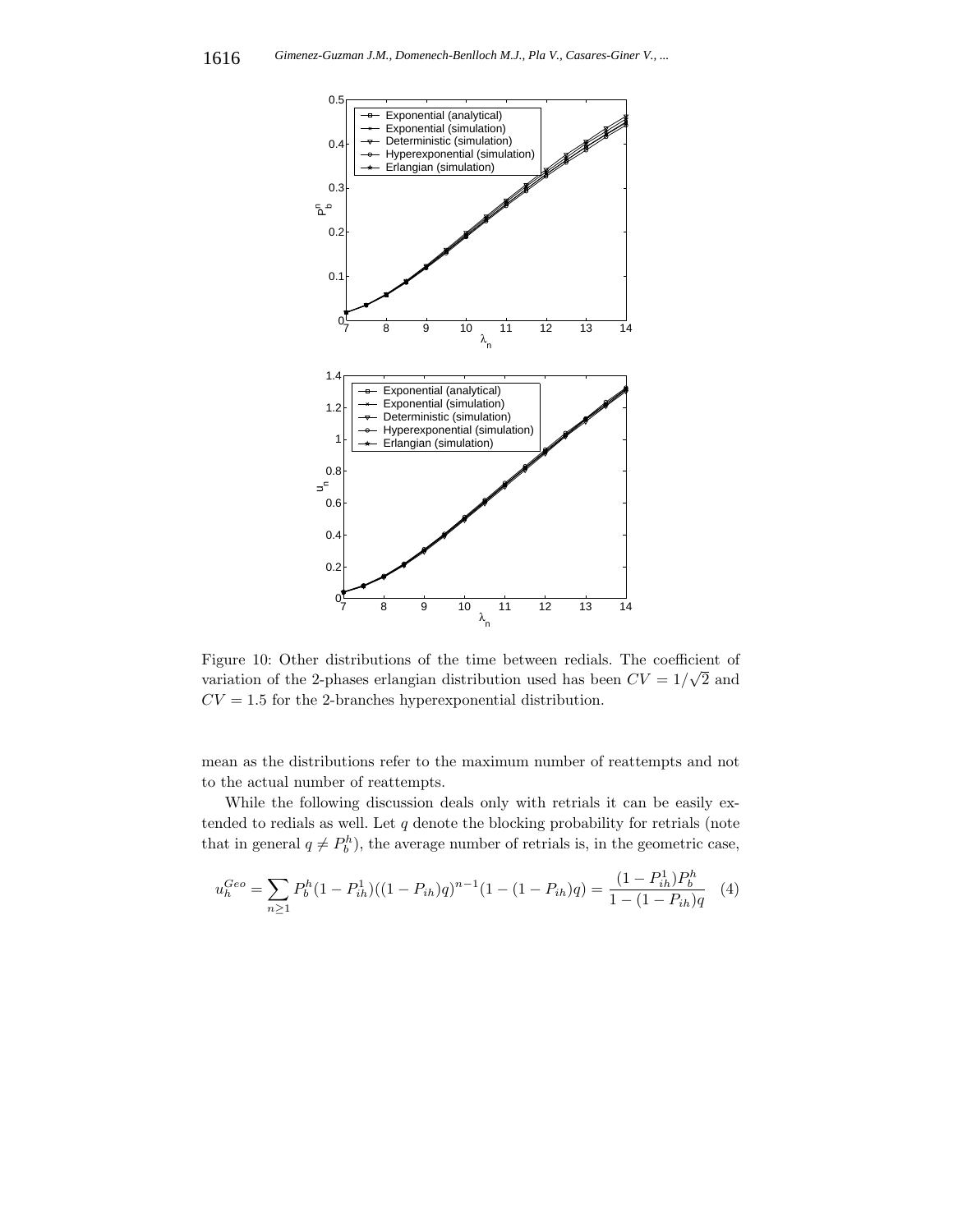Figure 10: Other distributions of the time between redials. The coefficient of variation of the 2-phases erlangian distribution used has been $CV = 1/\sqrt{2}$ and $CV = 1.5$ for the 2-branches hyperexponential distribution.

mean as the distributions refer to the maximum number of reattempts and not to the actual number of reattempts.

While the following discussion deals only with retrials it can be easily extended to redials as well. Let $q$ denote the blocking probability for retrials (note that in general $q \neq P_b^h$), the average number of retrials is, in the geometric case,

$$u_h^{Geo} = \sum_{n \geq 1} P_b^h (1 - P_{ih}^1)((1 - P_{ih})q)^{n-1}(1 - (1 - P_{ih})q) = \frac{(1 - P_{ih}^1)P_b^h}{1 - (1 - P_{ih})q} \quad (4)$$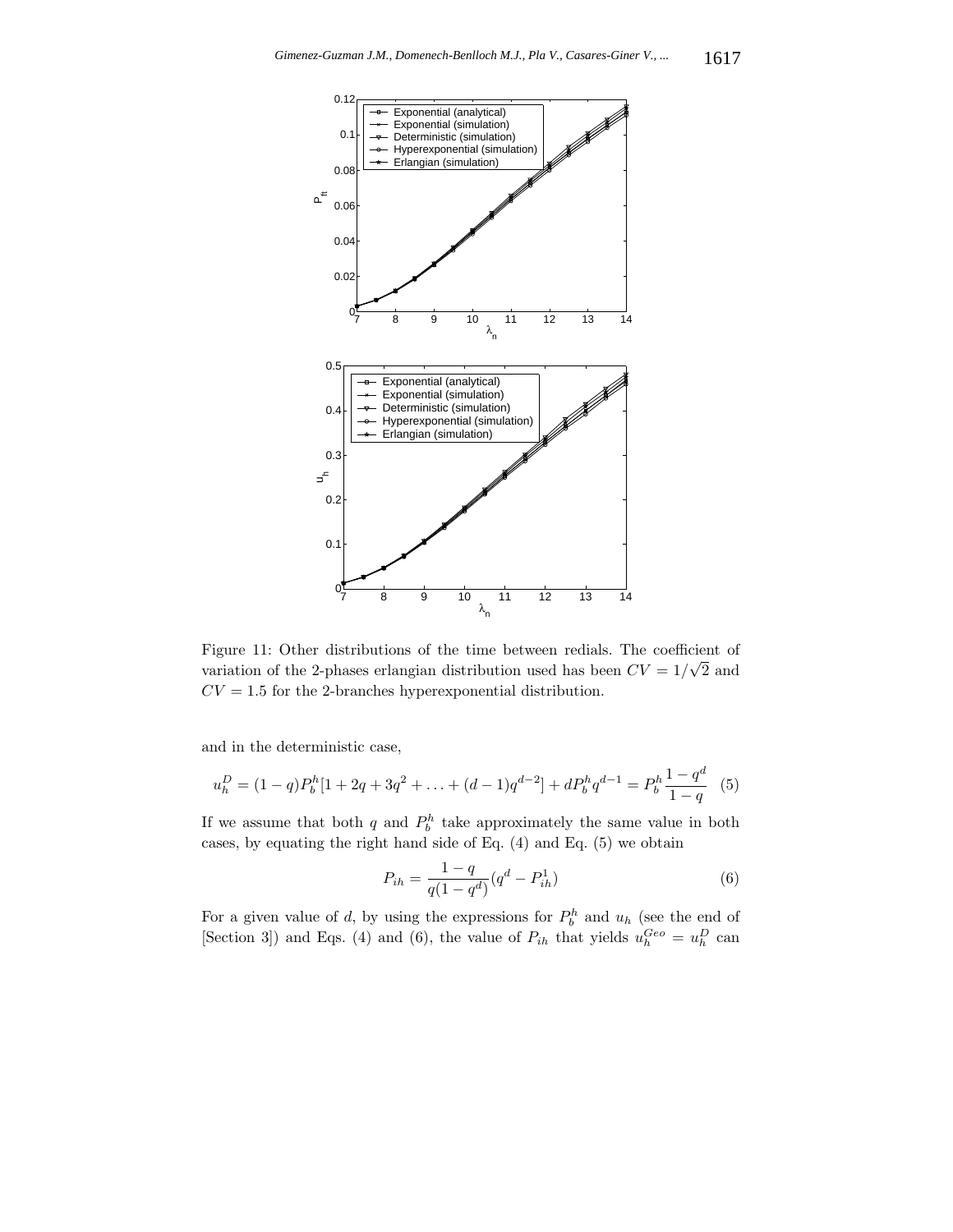Figure 11: Other distributions of the time between redials. The coefficient of variation of the 2-phases erlangian distribution used has been $CV = 1/\sqrt{2}$ and $CV = 1.5$ for the 2-branches hyperexponential distribution.

and in the deterministic case,

$$u_h^D = (1-q)P_b^h[1 + 2q + 3q^2 + \ldots + (d-1)q^{d-2}] + dP_b^h q^{d-1} = P_b^h \frac{1-q^d}{1-q} \quad (5)$$

If we assume that both $q$ and $P_b^h$ take approximately the same value in both cases, by equating the right hand side of Eq. (4) and Eq. (5) we obtain

$$P_{ih} = \frac{1-q}{q(1-q^d)}(q^d - P_{ih}^1) \quad (6)$$

For a given value of $d$, by using the expressions for $P_b^h$ and $u_h$ (see the end of [Section 3]) and Eqs. (4) and (6), the value of $P_{ih}$ that yields $u_h^{Geo} = u_h^D$ can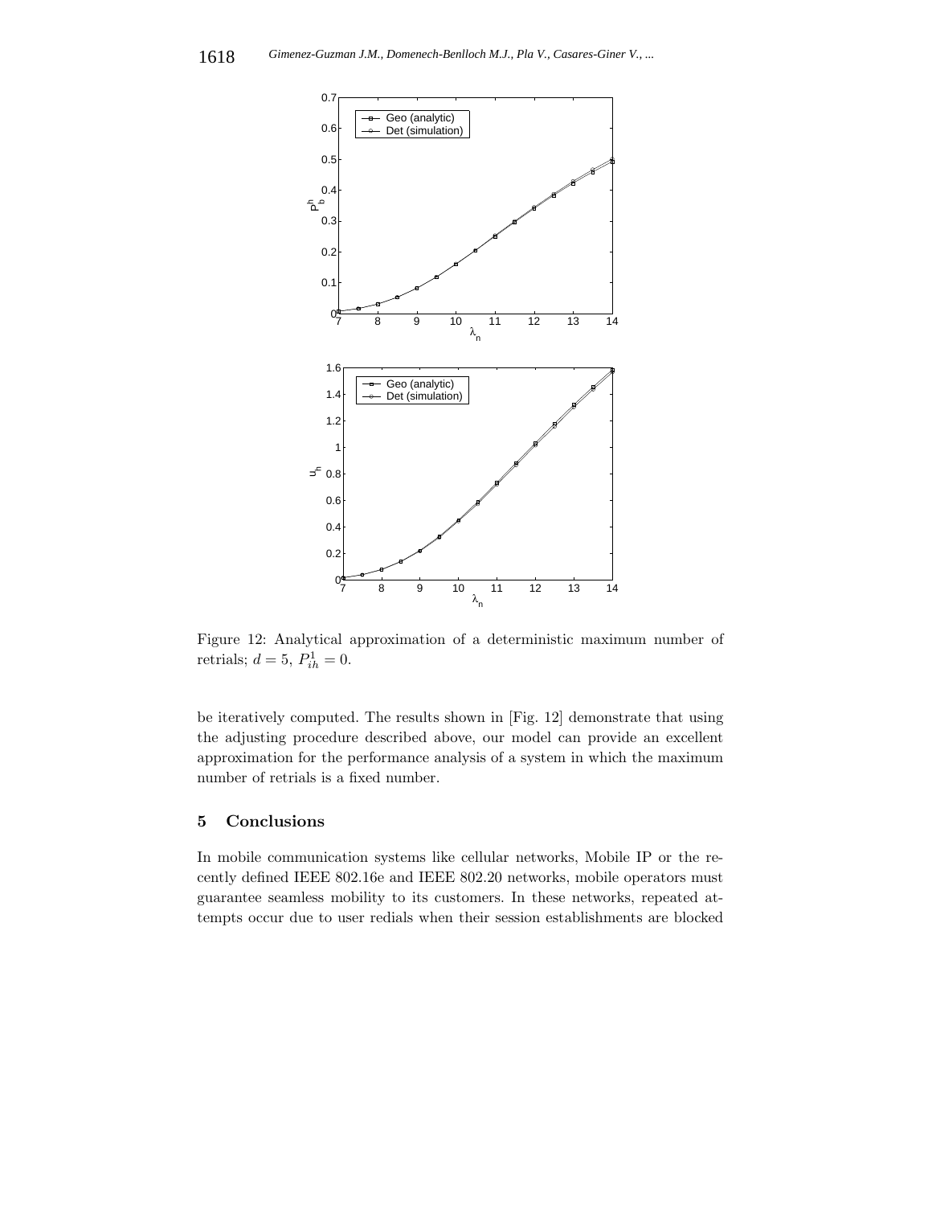Figure 12: Analytical approximation of a deterministic maximum number of retrials; $d = 5$, $P_{ih}^{1} = 0$.

be iteratively computed. The results shown in [Fig. 12] demonstrate that using the adjusting procedure described above, our model can provide an excellent approximation for the performance analysis of a system in which the maximum number of retrials is a fixed number.

## 5 Conclusions

In mobile communication systems like cellular networks, Mobile IP or the recently defined IEEE 802.16e and IEEE 802.20 networks, mobile operators must guarantee seamless mobility to its customers. In these networks, repeated attempts occur due to user redials when their session establishments are blocked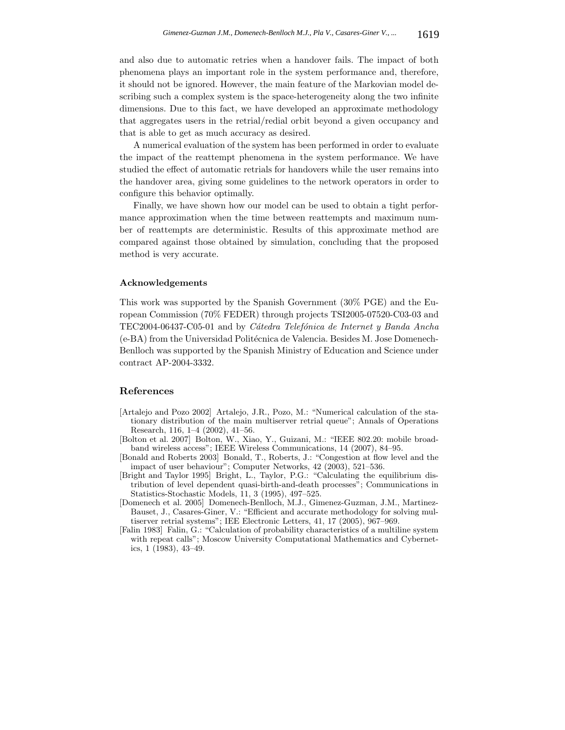and also due to automatic retries when a handover fails. The impact of both phenomena plays an important role in the system performance and, therefore, it should not be ignored. However, the main feature of the Markovian model describing such a complex system is the space-heterogeneity along the two infinite dimensions. Due to this fact, we have developed an approximate methodology that aggregates users in the retrial/redial orbit beyond a given occupancy and that is able to get as much accuracy as desired.

A numerical evaluation of the system has been performed in order to evaluate the impact of the reattempt phenomena in the system performance. We have studied the effect of automatic retrials for handovers while the user remains into the handover area, giving some guidelines to the network operators in order to configure this behavior optimally.

Finally, we have shown how our model can be used to obtain a tight performance approximation when the time between reattempts and maximum number of reattempts are deterministic. Results of this approximate method are compared against those obtained by simulation, concluding that the proposed method is very accurate.

### Acknowledgements

This work was supported by the Spanish Government (30% PGE) and the European Commission (70% FEDER) through projects TSI2005-07520-C03-03 and TEC2004-06437-C05-01 and by *Cátedra Telefónica de Internet y Banda Ancha* (e-BA) from the Universidad Politécnica de Valencia. Besides M. Jose Domenech-Benlloch was supported by the Spanish Ministry of Education and Science under contract AP-2004-3332.

## References

[Artalejo and Pozo 2002] Artalejo, J.R., Pozo, M.: "Numerical calculation of the stationary distribution of the main multiserver retrial queue"; Annals of Operations Research, 116, 1–4 (2002), 41–56.

[Bolton et al. 2007] Bolton, W., Xiao, Y., Guizani, M.: "IEEE 802.20: mobile broadband wireless access"; IEEE Wireless Communications, 14 (2007), 84–95.

[Bonald and Roberts 2003] Bonald, T., Roberts, J.: "Congestion at flow level and the impact of user behaviour"; Computer Networks, 42 (2003), 521–536.

[Bright and Taylor 1995] Bright, L., Taylor, P.G.: "Calculating the equilibrium distribution of level dependent quasi-birth-and-death processes"; Communications in Statistics-Stochastic Models, 11, 3 (1995), 497–525.

[Domenech et al. 2005] Domenech-Benlloch, M.J., Gimenez-Guzman, J.M., Martinez-Bauset, J., Casares-Giner, V.: "Efficient and accurate methodology for solving multiserver retrial systems"; IEE Electronic Letters, 41, 17 (2005), 967–969.

[Falin 1983] Falin, G.: "Calculation of probability characteristics of a multiline system with repeat calls"; Moscow University Computational Mathematics and Cybernetics, 1 (1983), 43–49.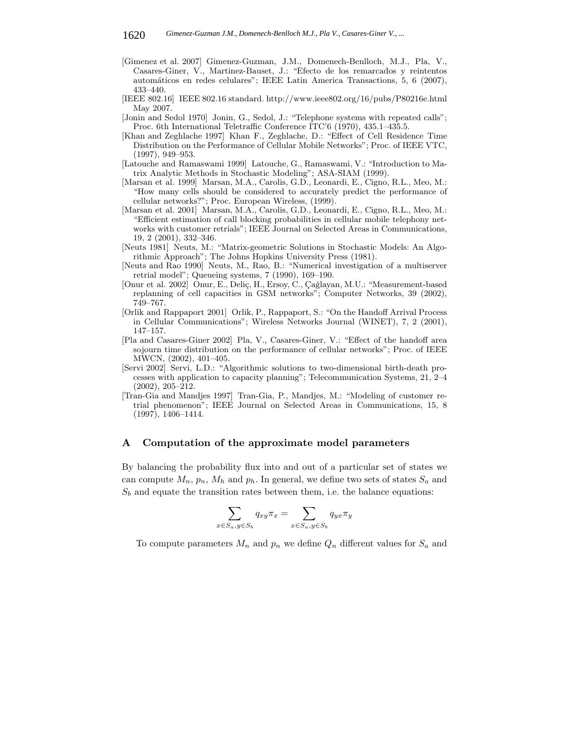[Gimenez et al. 2007] Gimenez-Guzman, J.M., Domenech-Benlloch, M.J., Pla, V., Casares-Giner, V., Martinez-Bauset, J.: "Efecto de los remarcados y reintentos automáticos en redes celulares"; IEEE Latin America Transactions, 5, 6 (2007), 433–440.

[IEEE 802.16] IEEE 802.16 standard. http://www.ieee802.org/16/pubs/P80216e.html May 2007.

[Jonin and Sedol 1970] Jonin, G., Sedol, J.: "Telephone systems with repeated calls"; Proc. 6th International Teletraffic Conference ITC'6 (1970), 435.1–435.5.

[Khan and Zeghlache 1997] Khan F., Zeghlache, D.: "Effect of Cell Residence Time Distribution on the Performance of Cellular Mobile Networks"; Proc. of IEEE VTC, (1997), 949–953.

[Latouche and Ramaswami 1999] Latouche, G., Ramaswami, V.: "Introduction to Matrix Analytic Methods in Stochastic Modeling"; ASA-SIAM (1999).

[Marsan et al. 1999] Marsan, M.A., Carolis, G.D., Leonardi, E., Cigno, R.L., Meo, M.: "How many cells should be considered to accurately predict the performance of cellular networks?"; Proc. European Wireless, (1999).

[Marsan et al. 2001] Marsan, M.A., Carolis, G.D., Leonardi, E., Cigno, R.L., Meo, M.: "Efficient estimation of call blocking probabilities in cellular mobile telephony networks with customer retrials"; IEEE Journal on Selected Areas in Communications, 19, 2 (2001), 332–346.

[Neuts 1981] Neuts, M.: "Matrix-geometric Solutions in Stochastic Models: An Algorithmic Approach"; The Johns Hopkins University Press (1981).

[Neuts and Rao 1990] Neuts, M., Rao, B.: "Numerical investigation of a multiserver retrial model"; Queueing systems, 7 (1990), 169–190.

[Onur et al. 2002] Onur, E., Deliç, H., Ersoy, C., Çağlayan, M.U.: "Measurement-based replanning of cell capacities in GSM networks"; Computer Networks, 39 (2002), 749–767.

[Orlik and Rappaport 2001] Orlik, P., Rappaport, S.: "On the Handoff Arrival Process in Cellular Communications"; Wireless Networks Journal (WINET), 7, 2 (2001), 147–157.

[Pla and Casares-Giner 2002] Pla, V., Casares-Giner, V.: "Effect of the handoff area sojourn time distribution on the performance of cellular networks"; Proc. of IEEE MWCN, (2002), 401–405.

[Servi 2002] Servi, L.D.: "Algorithmic solutions to two-dimensional birth-death processes with application to capacity planning"; Telecommunication Systems, 21, 2–4 (2002), 205–212.

[Tran-Gia and Mandjes 1997] Tran-Gia, P., Mandjes, M.: "Modeling of customer retrial phenomenon"; IEEE Journal on Selected Areas in Communications, 15, 8 (1997), 1406–1414.

## A Computation of the approximate model parameters

By balancing the probability flux into and out of a particular set of states we can compute $M_n$, $p_n$, $M_h$ and $p_h$. In general, we define two sets of states $S_a$ and $S_b$ and equate the transition rates between them, i.e. the balance equations:

$$\sum_{x \in S_a, y \in S_b} q_{xy}\pi_x = \sum_{x \in S_a, y \in S_b} q_{yx}\pi_y$$

To compute parameters $M_n$ and $p_n$ we define $Q_n$ different values for $S_a$ and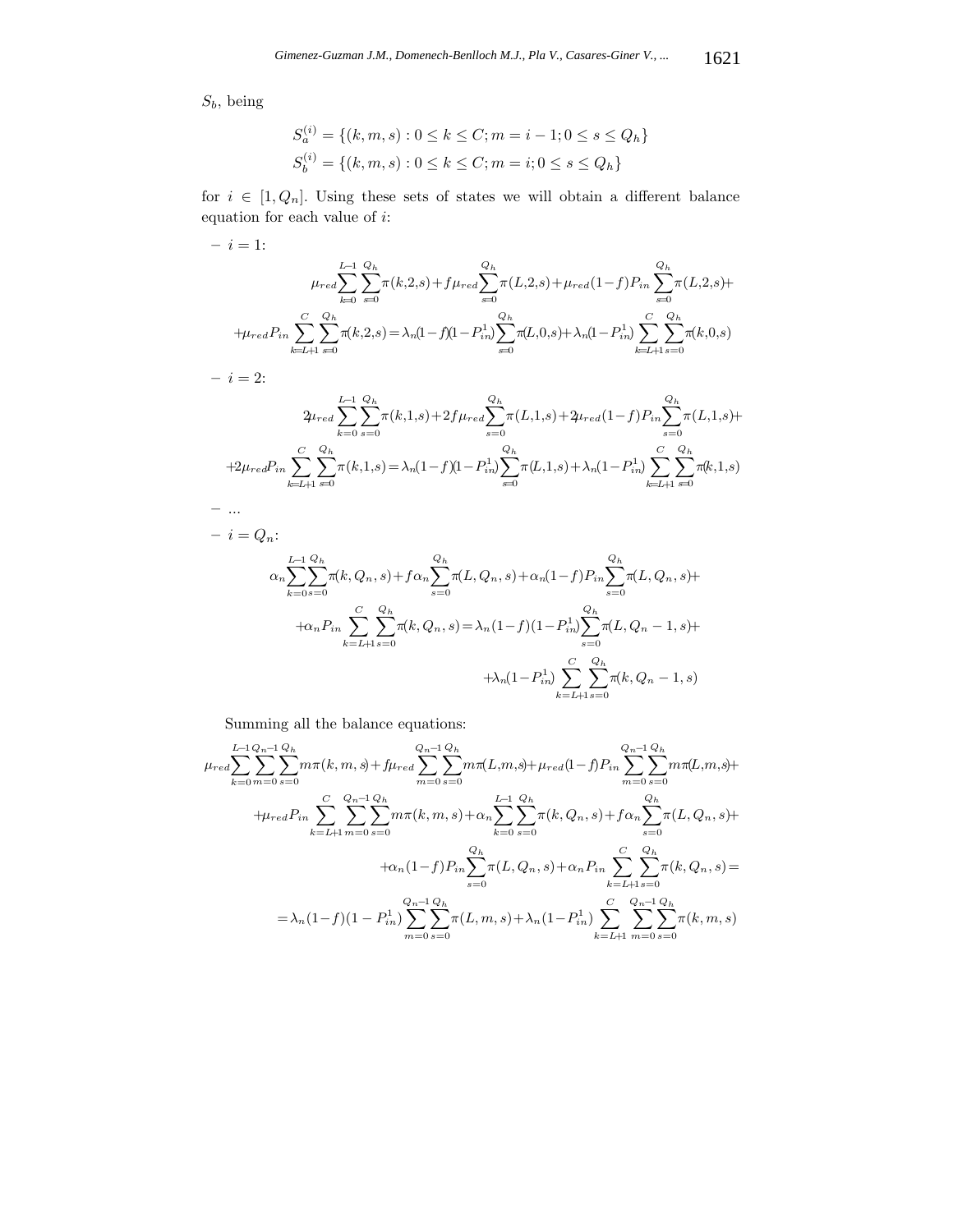$S_b$, being

$$S_a^{(i)} = \{(k,m,s) : 0 \le k \le C; m = i-1; 0 \le s \le Q_h\}$$
$$S_b^{(i)} = \{(k,m,s) : 0 \le k \le C; m = i; 0 \le s \le Q_h\}$$

for $i \in [1, Q_n]$. Using these sets of states we will obtain a different balance equation for each value of $i$:

– $i = 1$:

$$\mu_{red}\sum_{k=0}^{L-1}\sum_{s=0}^{Q_h}\pi(k,2,s)+f\mu_{red}\sum_{s=0}^{Q_h}\pi(L,2,s)+\mu_{red}(1-f)P_{in}\sum_{s=0}^{Q_h}\pi(L,2,s)+$$
$$+\mu_{red}P_{in}\sum_{k=L+1}^{C}\sum_{s=0}^{Q_h}\pi(k,2,s)=\lambda_n(1-f)(1-P_{in}^1)\sum_{s=0}^{Q_h}\pi(L,0,s)+\lambda_n(1-P_{in}^1)\sum_{k=L+1}^{C}\sum_{s=0}^{Q_h}\pi(k,0,s)$$

– $i = 2$:

$$2\mu_{red}\sum_{k=0}^{L-1}\sum_{s=0}^{Q_h}\pi(k,1,s)+2f\mu_{red}\sum_{s=0}^{Q_h}\pi(L,1,s)+2\mu_{red}(1-f)P_{in}\sum_{s=0}^{Q_h}\pi(L,1,s)+$$
$$+2\mu_{red}P_{in}\sum_{k=L+1}^{C}\sum_{s=0}^{Q_h}\pi(k,1,s)=\lambda_n(1-f)(1-P_{in}^1)\sum_{s=0}^{Q_h}\pi(L,1,s)+\lambda_n(1-P_{in}^1)\sum_{k=L+1}^{C}\sum_{s=0}^{Q_h}\pi(k,1,s)$$

– ...

– $i = Q_n$:

$$\alpha_n\sum_{k=0}^{L-1}\sum_{s=0}^{Q_h}\pi(k,Q_n,s)+f\alpha_n\sum_{s=0}^{Q_h}\pi(L,Q_n,s)+\alpha_n(1-f)P_{in}\sum_{s=0}^{Q_h}\pi(L,Q_n,s)+$$
$$+\alpha_nP_{in}\sum_{k=L+1}^{C}\sum_{s=0}^{Q_h}\pi(k,Q_n,s)=\lambda_n(1-f)(1-P_{in}^1)\sum_{s=0}^{Q_h}\pi(L,Q_n-1,s)+$$
$$+\lambda_n(1-P_{in}^1)\sum_{k=L+1}^{C}\sum_{s=0}^{Q_h}\pi(k,Q_n-1,s)$$

Summing all the balance equations:

$$\mu_{red}\sum_{k=0}^{L-1}\sum_{m=0}^{Q_n-1}\sum_{s=0}^{Q_h}m\pi(k,m,s)+f\mu_{red}\sum_{m=0}^{Q_n-1}\sum_{s=0}^{Q_h}m\pi(L,m,s)+\mu_{red}(1-f)P_{in}\sum_{m=0}^{Q_n-1}\sum_{s=0}^{Q_h}m\pi(L,m,s)+$$
$$+\mu_{red}P_{in}\sum_{k=L+1}^{C}\sum_{m=0}^{Q_n-1}\sum_{s=0}^{Q_h}m\pi(k,m,s)+\alpha_n\sum_{k=0}^{L-1}\sum_{s=0}^{Q_h}\pi(k,Q_n,s)+f\alpha_n\sum_{s=0}^{Q_h}\pi(L,Q_n,s)+$$
$$+\alpha_n(1-f)P_{in}\sum_{s=0}^{Q_h}\pi(L,Q_n,s)+\alpha_nP_{in}\sum_{k=L+1}^{C}\sum_{s=0}^{Q_h}\pi(k,Q_n,s)=$$
$$=\lambda_n(1-f)(1-P_{in}^1)\sum_{m=0}^{Q_n-1}\sum_{s=0}^{Q_h}\pi(L,m,s)+\lambda_n(1-P_{in}^1)\sum_{k=L+1}^{C}\sum_{m=0}^{Q_n-1}\sum_{s=0}^{Q_h}\pi(k,m,s)$$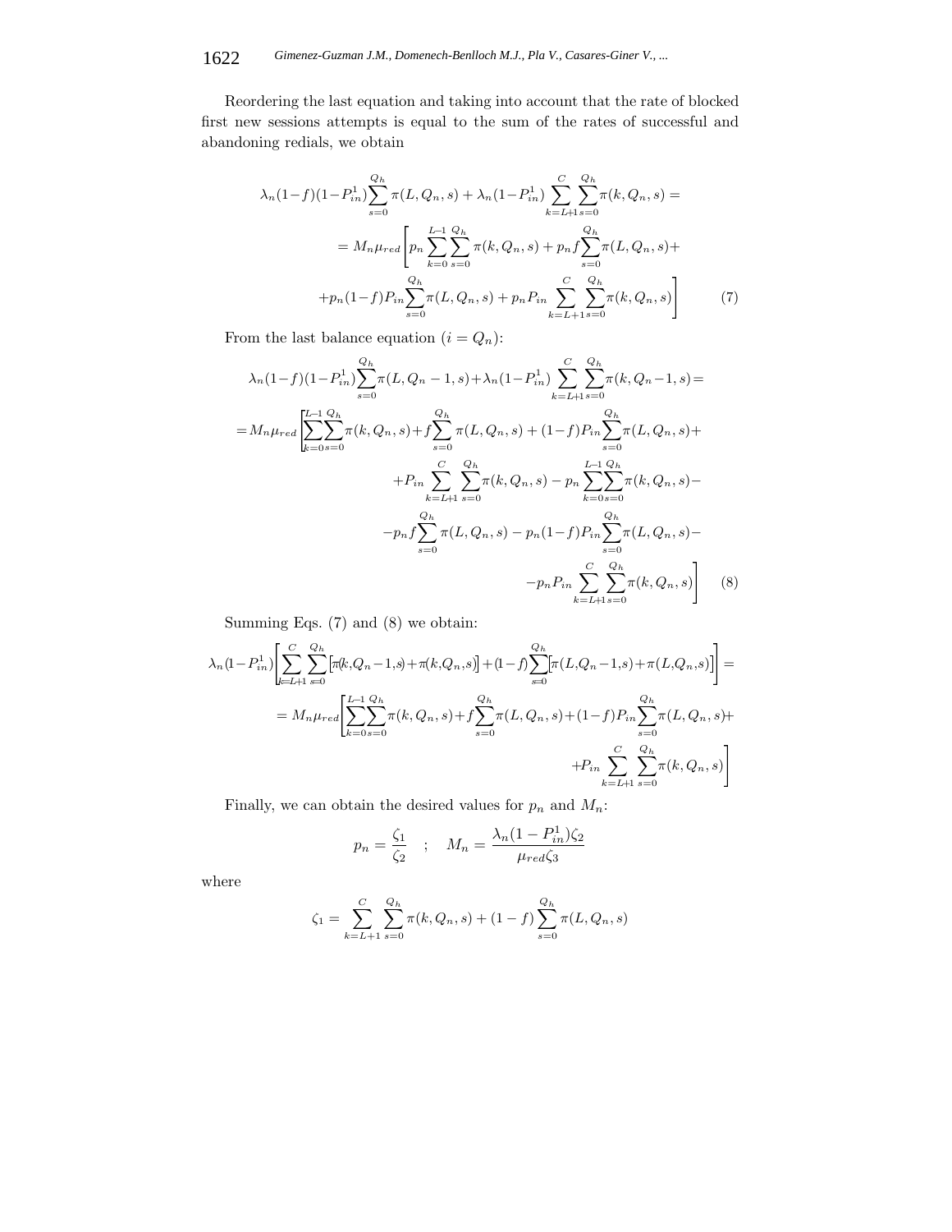Reordering the last equation and taking into account that the rate of blocked first new sessions attempts is equal to the sum of the rates of successful and abandoning redials, we obtain

$$
\begin{aligned}
\lambda_n(1-f)(1-P_{in}^1)\sum_{s=0}^{Q_h}\pi(L,Q_n,s) &+ \lambda_n(1-P_{in}^1)\sum_{k=L+1}^{C}\sum_{s=0}^{Q_h}\pi(k,Q_n,s) = \\
= M_n\mu_{red}\Bigg[p_n\sum_{k=0}^{L-1}\sum_{s=0}^{Q_h}\pi(k,Q_n,s) &+ p_n f\sum_{s=0}^{Q_h}\pi(L,Q_n,s) + \\
+ p_n(1-f)P_{in}\sum_{s=0}^{Q_h}\pi(L,Q_n,s) &+ p_n P_{in}\sum_{k=L+1}^{C}\sum_{s=0}^{Q_h}\pi(k,Q_n,s)\Bigg] \qquad (7)
\end{aligned}
$$

From the last balance equation ($i = Q_n$):

$$
\begin{aligned}
\lambda_n(1-f)(1-P_{in}^1)\sum_{s=0}^{Q_h}\pi(L,Q_n-1,s) &+ \lambda_n(1-P_{in}^1)\sum_{k=L+1}^{C}\sum_{s=0}^{Q_h}\pi(k,Q_n-1,s) = \\
= M_n\mu_{red}\Bigg[\sum_{k=0}^{L-1}\sum_{s=0}^{Q_h}\pi(k,Q_n,s) &+ f\sum_{s=0}^{Q_h}\pi(L,Q_n,s) + (1-f)P_{in}\sum_{s=0}^{Q_h}\pi(L,Q_n,s) + \\
+ P_{in}\sum_{k=L+1}^{C}\sum_{s=0}^{Q_h}\pi(k,Q_n,s) &- p_n\sum_{k=0}^{L-1}\sum_{s=0}^{Q_h}\pi(k,Q_n,s) - \\
- p_n f\sum_{s=0}^{Q_h}\pi(L,Q_n,s) &- p_n(1-f)P_{in}\sum_{s=0}^{Q_h}\pi(L,Q_n,s) - \\
&- p_n P_{in}\sum_{k=L+1}^{C}\sum_{s=0}^{Q_h}\pi(k,Q_n,s)\Bigg] \qquad (8)
\end{aligned}
$$

Summing Eqs. (7) and (8) we obtain:

$$
\begin{aligned}
\lambda_n(1-P_{in}^1)\Bigg[\sum_{k=L+1}^{C}\sum_{s=0}^{Q_h}\left[\pi(k,Q_n-1,s)+\pi(k,Q_n,s)\right] &+ (1-f)\sum_{s=0}^{Q_h}\left[\pi(L,Q_n-1,s)+\pi(L,Q_n,s)\right]\Bigg] = \\
= M_n\mu_{red}\Bigg[\sum_{k=0}^{L-1}\sum_{s=0}^{Q_h}\pi(k,Q_n,s) &+ f\sum_{s=0}^{Q_h}\pi(L,Q_n,s) + (1-f)P_{in}\sum_{s=0}^{Q_h}\pi(L,Q_n,s) + \\
&+ P_{in}\sum_{k=L+1}^{C}\sum_{s=0}^{Q_h}\pi(k,Q_n,s)\Bigg]
\end{aligned}
$$

Finally, we can obtain the desired values for $p_n$ and $M_n$:

$$
p_n = \frac{\zeta_1}{\zeta_2} \quad ; \quad M_n = \frac{\lambda_n(1-P_{in}^1)\zeta_2}{\mu_{red}\zeta_3}
$$

where

$$
\zeta_1 = \sum_{k=L+1}^{C}\sum_{s=0}^{Q_h}\pi(k,Q_n,s) + (1-f)\sum_{s=0}^{Q_h}\pi(L,Q_n,s)
$$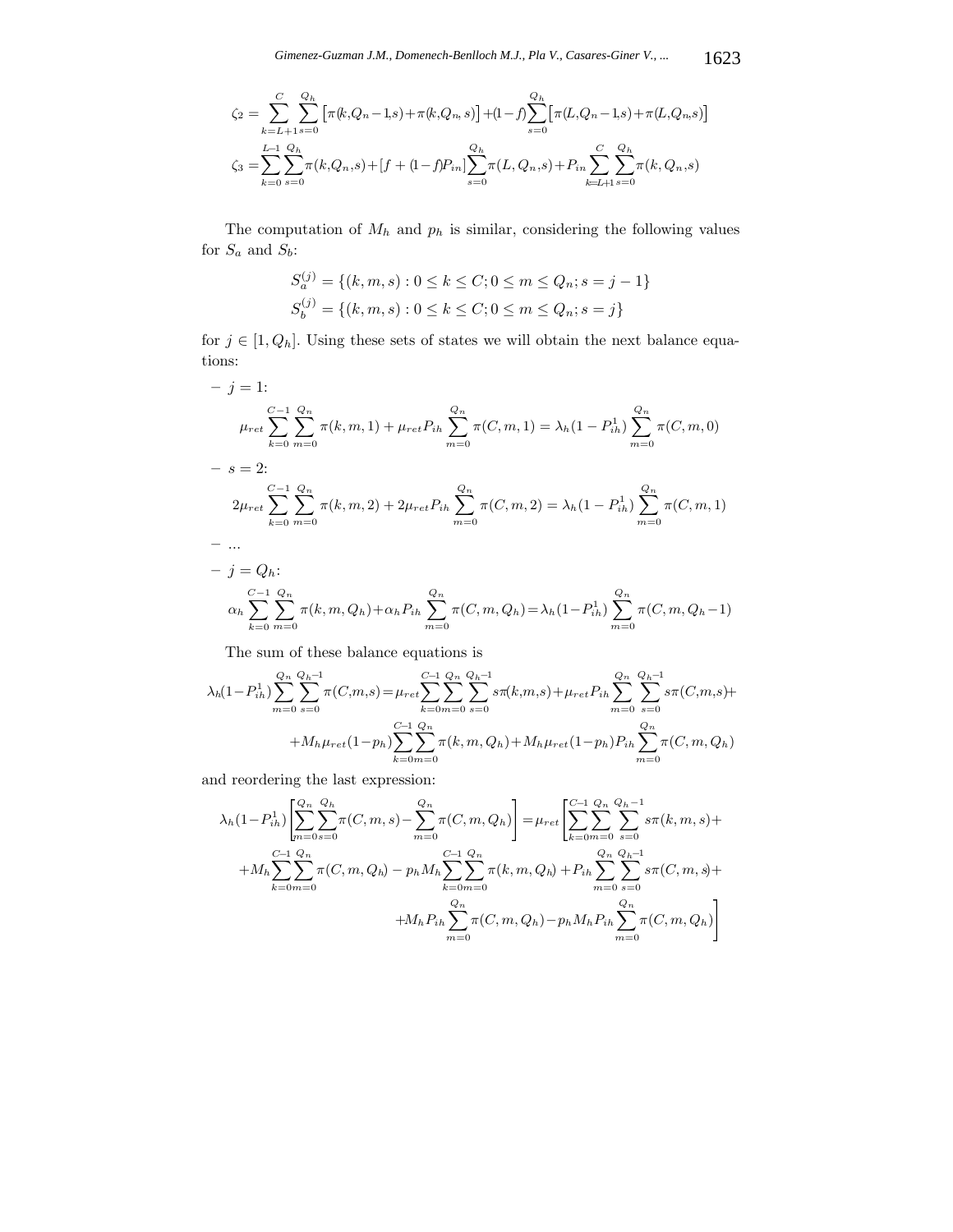$$\zeta_2 = \sum_{k=L+1}^{C}\sum_{s=0}^{Q_h}\left[\pi(k,Q_n-1,s)+\pi(k,Q_n,s)\right]+(1-f)\sum_{s=0}^{Q_h}\left[\pi(L,Q_n-1,s)+\pi(L,Q_n,s)\right]$$

$$\zeta_3 = \sum_{k=0}^{L-1}\sum_{s=0}^{Q_h}\pi(k,Q_n,s)+\left[f+(1-f)P_{in}\right]\sum_{s=0}^{Q_h}\pi(L,Q_n,s)+P_{in}\sum_{k=L+1}^{C}\sum_{s=0}^{Q_h}\pi(k,Q_n,s)$$

The computation of $M_h$ and $p_h$ is similar, considering the following values for $S_a$ and $S_b$:

$$S_a^{(j)} = \{(k,m,s): 0 \le k \le C; 0 \le m \le Q_n; s = j-1\}$$
$$S_b^{(j)} = \{(k,m,s): 0 \le k \le C; 0 \le m \le Q_n; s = j\}$$

for $j \in [1, Q_h]$. Using these sets of states we will obtain the next balance equations:

– $j = 1$:

$$\mu_{ret}\sum_{k=0}^{C-1}\sum_{m=0}^{Q_n}\pi(k,m,1)+\mu_{ret}P_{ih}\sum_{m=0}^{Q_n}\pi(C,m,1)=\lambda_h(1-P_{ih}^1)\sum_{m=0}^{Q_n}\pi(C,m,0)$$

– $s = 2$:

$$2\mu_{ret}\sum_{k=0}^{C-1}\sum_{m=0}^{Q_n}\pi(k,m,2)+2\mu_{ret}P_{ih}\sum_{m=0}^{Q_n}\pi(C,m,2)=\lambda_h(1-P_{ih}^1)\sum_{m=0}^{Q_n}\pi(C,m,1)$$

– ...

– $j = Q_h$:

$$\alpha_h\sum_{k=0}^{C-1}\sum_{m=0}^{Q_n}\pi(k,m,Q_h)+\alpha_h P_{ih}\sum_{m=0}^{Q_n}\pi(C,m,Q_h)=\lambda_h(1-P_{ih}^1)\sum_{m=0}^{Q_n}\pi(C,m,Q_h-1)$$

The sum of these balance equations is

$$\lambda_h(1-P_{ih}^1)\sum_{m=0}^{Q_n}\sum_{s=0}^{Q_h-1}\pi(C,m,s)=\mu_{ret}\sum_{k=0}^{C-1}\sum_{m=0}^{Q_n}\sum_{s=0}^{Q_h-1}s\pi(k,m,s)+\mu_{ret}P_{ih}\sum_{m=0}^{Q_n}\sum_{s=0}^{Q_h-1}s\pi(C,m,s)+$$
$$+M_h\mu_{ret}(1-p_h)\sum_{k=0}^{C-1}\sum_{m=0}^{Q_n}\pi(k,m,Q_h)+M_h\mu_{ret}(1-p_h)P_{ih}\sum_{m=0}^{Q_n}\pi(C,m,Q_h)$$

and reordering the last expression:

$$\lambda_h(1-P_{ih}^1)\left[\sum_{m=0}^{Q_n}\sum_{s=0}^{Q_h}\pi(C,m,s)-\sum_{m=0}^{Q_n}\pi(C,m,Q_h)\right]=\mu_{ret}\left[\sum_{k=0}^{C-1}\sum_{m=0}^{Q_n}\sum_{s=0}^{Q_h-1}s\pi(k,m,s)+\right.$$
$$+M_h\sum_{k=0}^{C-1}\sum_{m=0}^{Q_n}\pi(C,m,Q_h)-p_hM_h\sum_{k=0}^{C-1}\sum_{m=0}^{Q_n}\pi(k,m,Q_h)+P_{ih}\sum_{m=0}^{Q_n}\sum_{s=0}^{Q_h-1}s\pi(C,m,s)+$$
$$\left.+M_hP_{ih}\sum_{m=0}^{Q_n}\pi(C,m,Q_h)-p_hM_hP_{ih}\sum_{m=0}^{Q_n}\pi(C,m,Q_h)\right]$$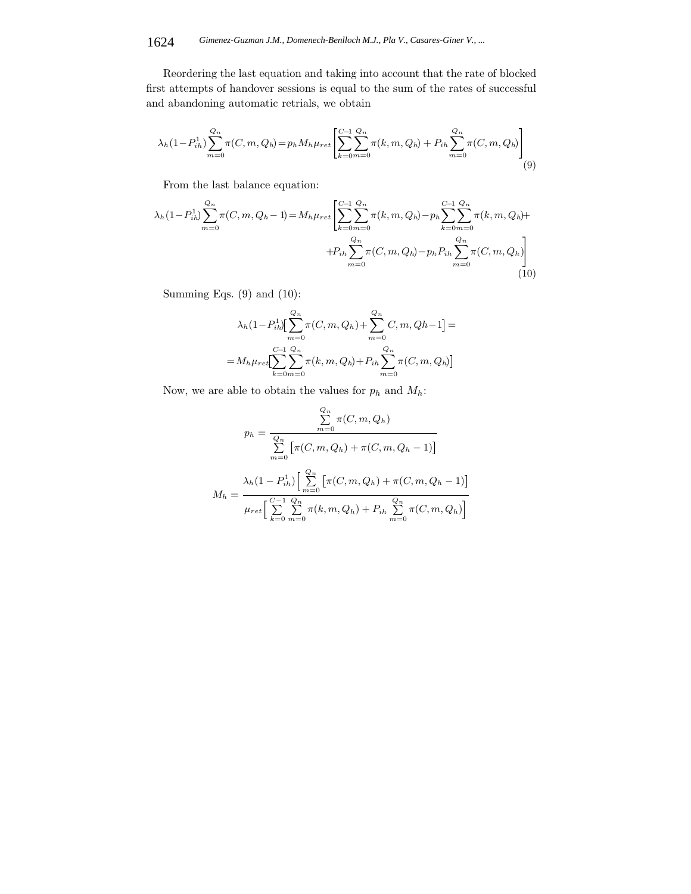Reordering the last equation and taking into account that the rate of blocked first attempts of handover sessions is equal to the sum of the rates of successful and abandoning automatic retrials, we obtain

$$\lambda_h(1-P_{ih}^1)\sum_{m=0}^{Q_n}\pi(C,m,Q_h)=p_h M_h \mu_{ret}\left[\sum_{k=0}^{C-1}\sum_{m=0}^{Q_n}\pi(k,m,Q_h)+P_{ih}\sum_{m=0}^{Q_n}\pi(C,m,Q_h)\right] \tag{9}$$

From the last balance equation:

$$\lambda_h(1-P_{ih}^1)\sum_{m=0}^{Q_n}\pi(C,m,Q_h-1)=M_h\mu_{ret}\left[\sum_{k=0}^{C-1}\sum_{m=0}^{Q_n}\pi(k,m,Q_h)-p_h\sum_{k=0}^{C-1}\sum_{m=0}^{Q_n}\pi(k,m,Q_h)+\right.$$
$$\left.+P_{ih}\sum_{m=0}^{Q_n}\pi(C,m,Q_h)-p_h P_{ih}\sum_{m=0}^{Q_n}\pi(C,m,Q_h)\right] \tag{10}$$

Summing Eqs. (9) and (10):

$$\lambda_h(1-P_{ih}^1)\Big[\sum_{m=0}^{Q_n}\pi(C,m,Q_h)+\sum_{m=0}^{Q_n}C,m,Qh-1\Big]=$$
$$=M_h\mu_{ret}\Big[\sum_{k=0}^{C-1}\sum_{m=0}^{Q_n}\pi(k,m,Q_h)+P_{ih}\sum_{m=0}^{Q_n}\pi(C,m,Q_h)\Big]$$

Now, we are able to obtain the values for $p_h$ and $M_h$:

$$p_h=\frac{\sum\limits_{m=0}^{Q_n}\pi(C,m,Q_h)}{\sum\limits_{m=0}^{Q_n}\Big[\pi(C,m,Q_h)+\pi(C,m,Q_h-1)\Big]}$$

$$M_h=\frac{\lambda_h(1-P_{ih}^1)\Big[\sum\limits_{m=0}^{Q_n}\Big[\pi(C,m,Q_h)+\pi(C,m,Q_h-1)\Big]}{\mu_{ret}\Big[\sum\limits_{k=0}^{C-1}\sum\limits_{m=0}^{Q_n}\pi(k,m,Q_h)+P_{ih}\sum\limits_{m=0}^{Q_n}\pi(C,m,Q_h)\Big]}$$